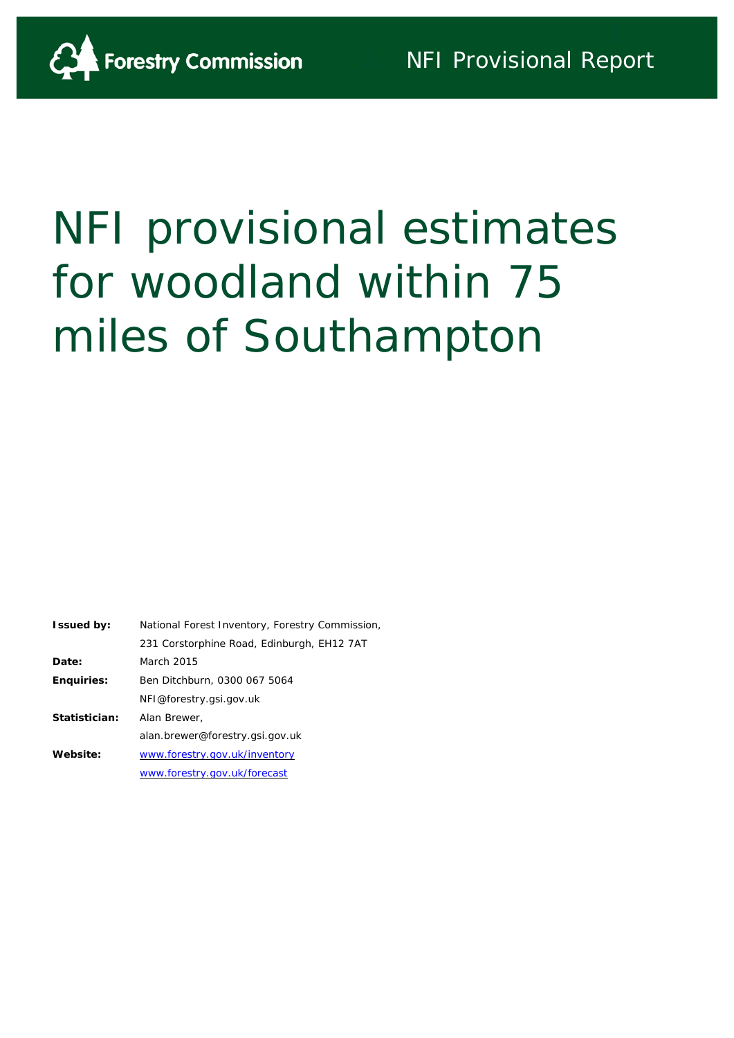Forestry Commission

NFI Provisional Report

# NFI provisional estimates for woodland within 75 miles of Southampton

| | |
|---|---|
| **Issued by:** | National Forest Inventory, Forestry Commission, 231 Corstorphine Road, Edinburgh, EH12 7AT |
| **Date:** | March 2015 |
| **Enquiries:** | Ben Ditchburn, 0300 067 5064 NFI@forestry.gsi.gov.uk |
| **Statistician:** | Alan Brewer, alan.brewer@forestry.gsi.gov.uk |
| **Website:** | www.forestry.gov.uk/inventory www.forestry.gov.uk/forecast |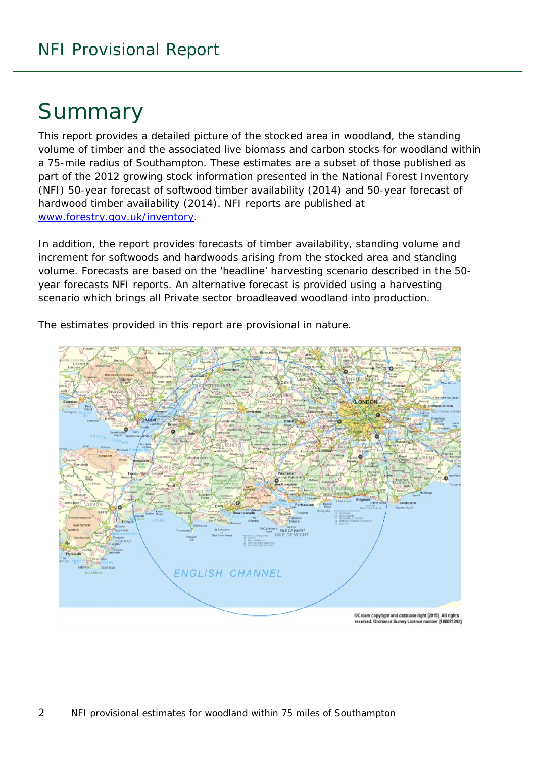# Summary

This report provides a detailed picture of the stocked area in woodland, the standing volume of timber and the associated live biomass and carbon stocks for woodland within a 75-mile radius of Southampton. These estimates are a subset of those published as part of the 2012 growing stock information presented in the National Forest Inventory (NFI) 50-year forecast of softwood timber availability (2014) and 50-year forecast of hardwood timber availability (2014). NFI reports are published at [www.forestry.gov.uk/inventory](http://www.forestry.gov.uk/inventory).

In addition, the report provides forecasts of timber availability, standing volume and increment for softwoods and hardwoods arising from the stocked area and standing volume. Forecasts are based on the 'headline' harvesting scenario described in the 50-year forecasts NFI reports. An alternative forecast is provided using a harvesting scenario which brings all Private sector broadleaved woodland into production.

The estimates provided in this report are provisional in nature.

©Crown copyright and database right [2015]. All rights reserved. Ordnance Survey Licence number [100021242]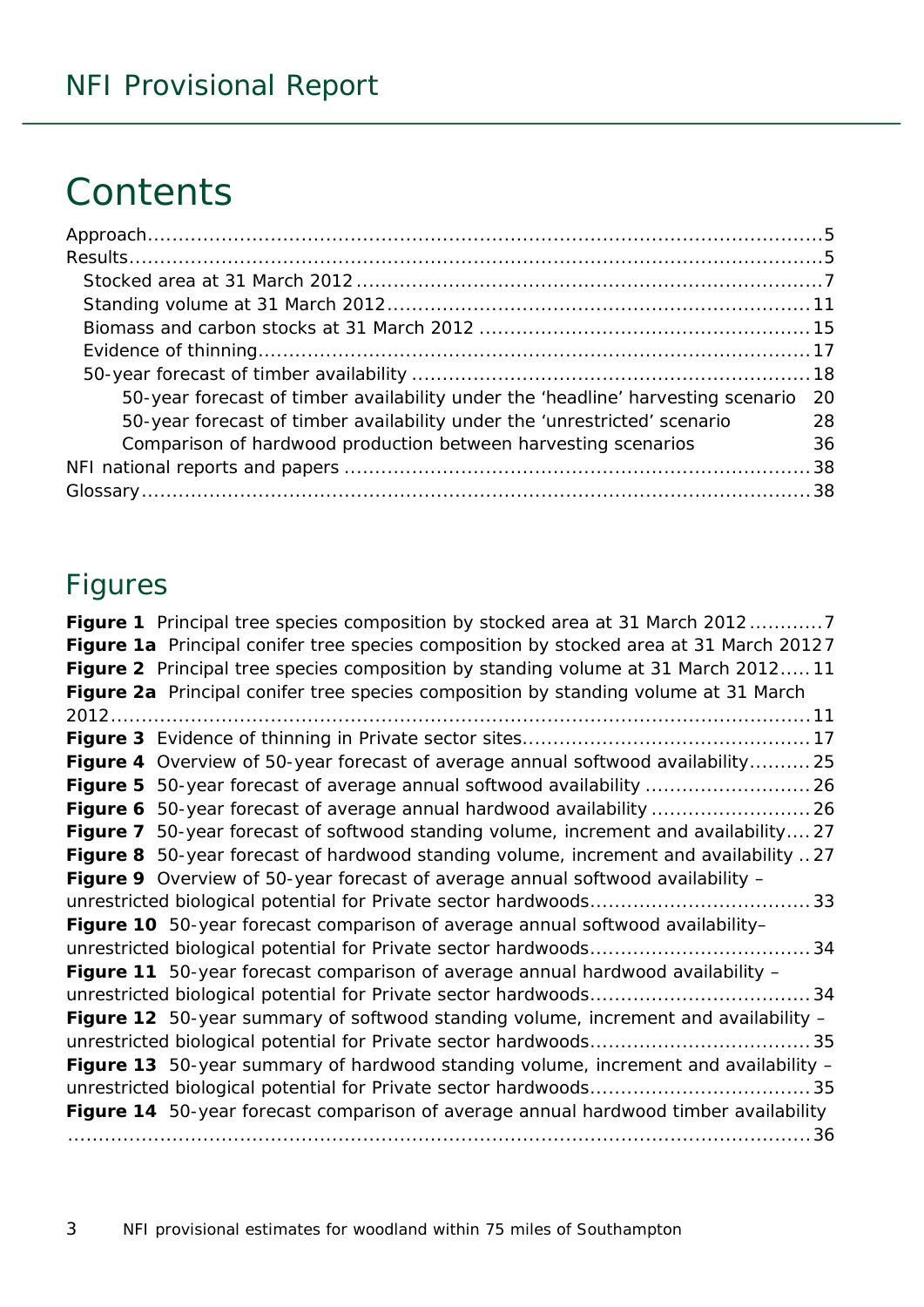# Contents

Approach ........ 5
Results ........ 5
  Stocked area at 31 March 2012 ........ 7
  Standing volume at 31 March 2012 ........ 11
  Biomass and carbon stocks at 31 March 2012 ........ 15
  Evidence of thinning ........ 17
  50-year forecast of timber availability ........ 18
    50-year forecast of timber availability under the 'headline' harvesting scenario 20
    50-year forecast of timber availability under the 'unrestricted' scenario 28
    Comparison of hardwood production between harvesting scenarios 36
NFI national reports and papers ........ 38
Glossary ........ 38

## Figures

**Figure 1** Principal tree species composition by stocked area at 31 March 2012 ........ 7
**Figure 1a** Principal conifer tree species composition by stocked area at 31 March 2012 7
**Figure 2** Principal tree species composition by standing volume at 31 March 2012 ..... 11
**Figure 2a** Principal conifer tree species composition by standing volume at 31 March 2012 ........ 11
**Figure 3** Evidence of thinning in Private sector sites ........ 17
**Figure 4** Overview of 50-year forecast of average annual softwood availability ........ 25
**Figure 5** 50-year forecast of average annual softwood availability ........ 26
**Figure 6** 50-year forecast of average annual hardwood availability ........ 26
**Figure 7** 50-year forecast of softwood standing volume, increment and availability .... 27
**Figure 8** 50-year forecast of hardwood standing volume, increment and availability .. 27
**Figure 9** Overview of 50-year forecast of average annual softwood availability – unrestricted biological potential for Private sector hardwoods ........ 33
**Figure 10** 50-year forecast comparison of average annual softwood availability– unrestricted biological potential for Private sector hardwoods ........ 34
**Figure 11** 50-year forecast comparison of average annual hardwood availability – unrestricted biological potential for Private sector hardwoods ........ 34
**Figure 12** 50-year summary of softwood standing volume, increment and availability – unrestricted biological potential for Private sector hardwoods ........ 35
**Figure 13** 50-year summary of hardwood standing volume, increment and availability – unrestricted biological potential for Private sector hardwoods ........ 35
**Figure 14** 50-year forecast comparison of average annual hardwood timber availability ........ 36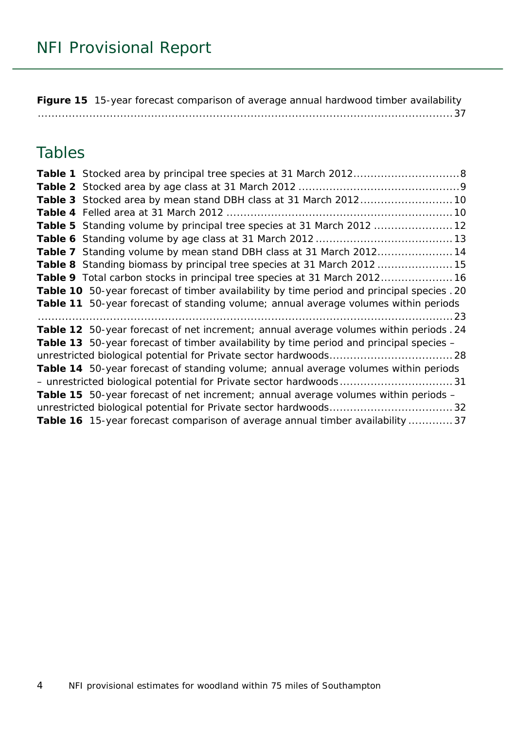**Figure 15** 15-year forecast comparison of average annual hardwood timber availability ....................................................................................................................37

## Tables

**Table 1** Stocked area by principal tree species at 31 March 2012..............................8
**Table 2** Stocked area by age class at 31 March 2012 ..............................................9
**Table 3** Stocked area by mean stand DBH class at 31 March 2012..........................10
**Table 4** Felled area at 31 March 2012 .................................................................10
**Table 5** Standing volume by principal tree species at 31 March 2012 ......................12
**Table 6** Standing volume by age class at 31 March 2012 .......................................13
**Table 7** Standing volume by mean stand DBH class at 31 March 2012.....................14
**Table 8** Standing biomass by principal tree species at 31 March 2012 .....................15
**Table 9** Total carbon stocks in principal tree species at 31 March 2012....................16
**Table 10** 50-year forecast of timber availability by time period and principal species . 20
**Table 11** 50-year forecast of standing volume; annual average volumes within periods ....................................................................................................................23
**Table 12** 50-year forecast of net increment; annual average volumes within periods . 24
**Table 13** 50-year forecast of timber availability by time period and principal species – unrestricted biological potential for Private sector hardwoods...................................28
**Table 14** 50-year forecast of standing volume; annual average volumes within periods – unrestricted biological potential for Private sector hardwoods ................................31
**Table 15** 50-year forecast of net increment; annual average volumes within periods – unrestricted biological potential for Private sector hardwoods...................................32
**Table 16** 15-year forecast comparison of average annual timber availability .............37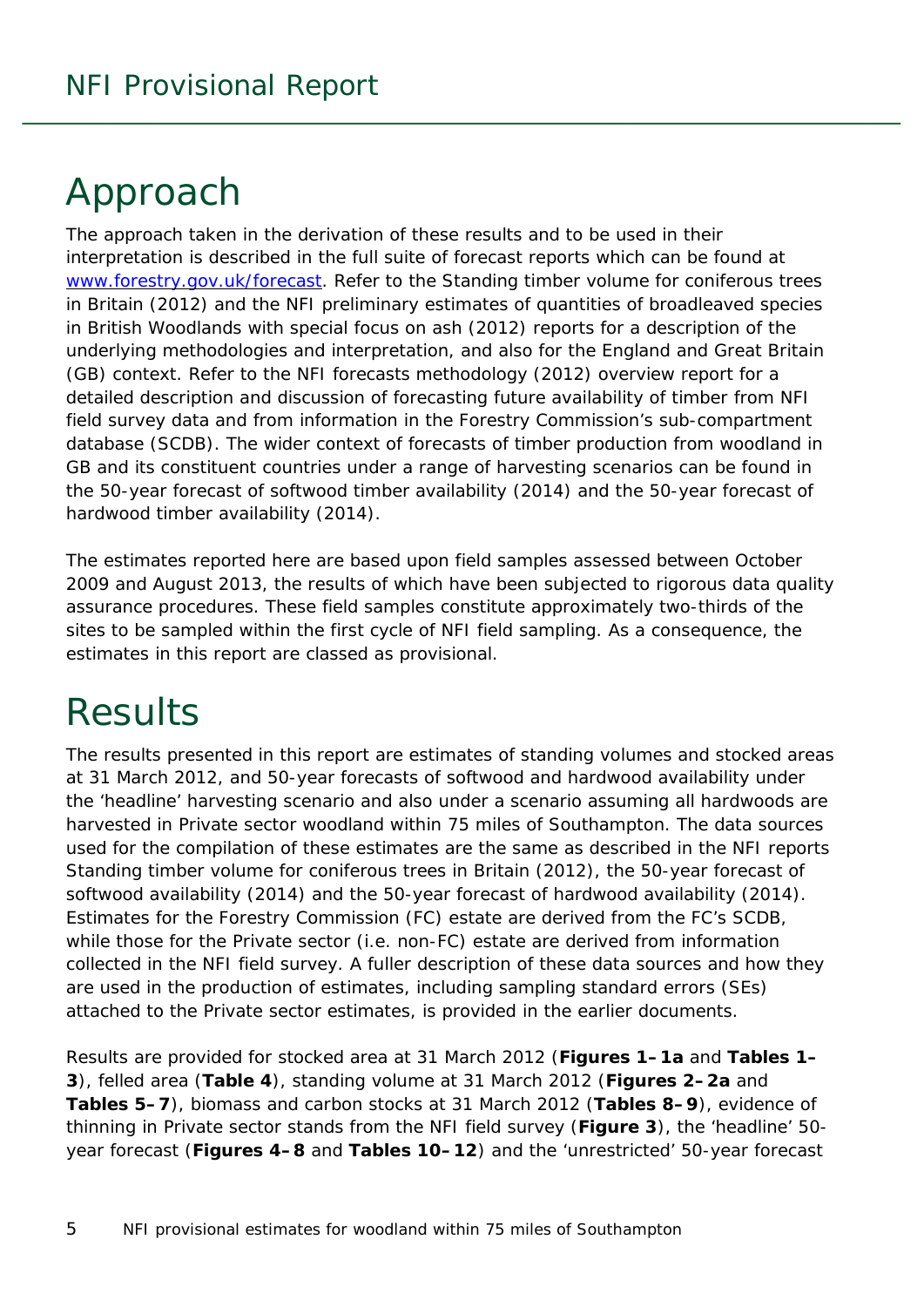# Approach

The approach taken in the derivation of these results and to be used in their interpretation is described in the full suite of forecast reports which can be found at [www.forestry.gov.uk/forecast](http://www.forestry.gov.uk/forecast). Refer to the Standing timber volume for coniferous trees in Britain (2012) and the NFI preliminary estimates of quantities of broadleaved species in British Woodlands with special focus on ash (2012) reports for a description of the underlying methodologies and interpretation, and also for the England and Great Britain (GB) context. Refer to the NFI forecasts methodology (2012) overview report for a detailed description and discussion of forecasting future availability of timber from NFI field survey data and from information in the Forestry Commission's sub-compartment database (SCDB). The wider context of forecasts of timber production from woodland in GB and its constituent countries under a range of harvesting scenarios can be found in the 50-year forecast of softwood timber availability (2014) and the 50-year forecast of hardwood timber availability (2014).

The estimates reported here are based upon field samples assessed between October 2009 and August 2013, the results of which have been subjected to rigorous data quality assurance procedures. These field samples constitute approximately two-thirds of the sites to be sampled within the first cycle of NFI field sampling. As a consequence, the estimates in this report are classed as provisional.

# Results

The results presented in this report are estimates of standing volumes and stocked areas at 31 March 2012, and 50-year forecasts of softwood and hardwood availability under the 'headline' harvesting scenario and also under a scenario assuming all hardwoods are harvested in Private sector woodland within 75 miles of Southampton. The data sources used for the compilation of these estimates are the same as described in the NFI reports Standing timber volume for coniferous trees in Britain (2012), the 50-year forecast of softwood availability (2014) and the 50-year forecast of hardwood availability (2014). Estimates for the Forestry Commission (FC) estate are derived from the FC's SCDB, while those for the Private sector (i.e. non-FC) estate are derived from information collected in the NFI field survey. A fuller description of these data sources and how they are used in the production of estimates, including sampling standard errors (SEs) attached to the Private sector estimates, is provided in the earlier documents.

Results are provided for stocked area at 31 March 2012 (**Figures 1–1a** and **Tables 1–3**), felled area (**Table 4**), standing volume at 31 March 2012 (**Figures 2–2a** and **Tables 5–7**), biomass and carbon stocks at 31 March 2012 (**Tables 8–9**), evidence of thinning in Private sector stands from the NFI field survey (**Figure 3**), the 'headline' 50-year forecast (**Figures 4–8** and **Tables 10–12**) and the 'unrestricted' 50-year forecast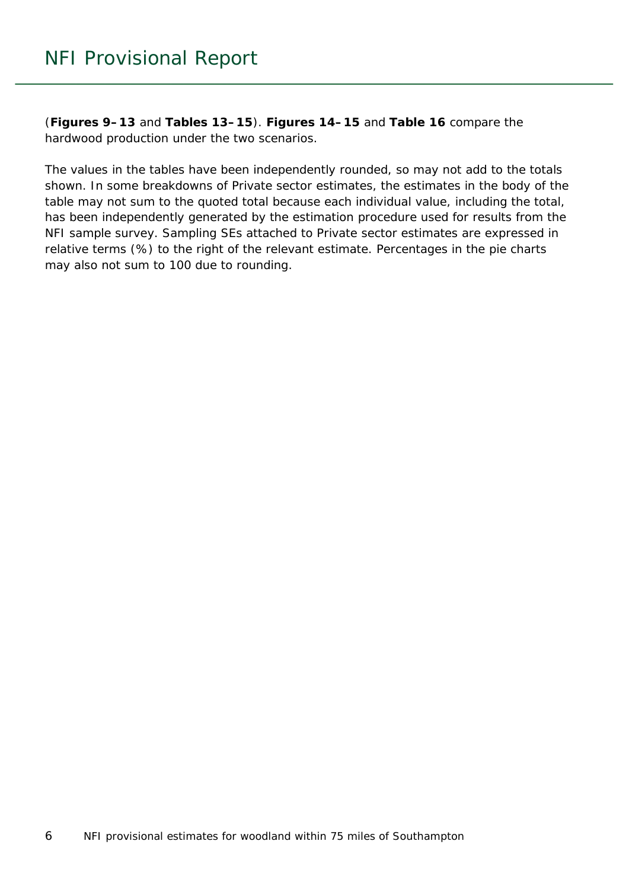(**Figures 9–13** and **Tables 13–15**). **Figures 14–15** and **Table 16** compare the hardwood production under the two scenarios.

The values in the tables have been independently rounded, so may not add to the totals shown. In some breakdowns of Private sector estimates, the estimates in the body of the table may not sum to the quoted total because each individual value, including the total, has been independently generated by the estimation procedure used for results from the NFI sample survey. Sampling SEs attached to Private sector estimates are expressed in relative terms (%) to the right of the relevant estimate. Percentages in the pie charts may also not sum to 100 due to rounding.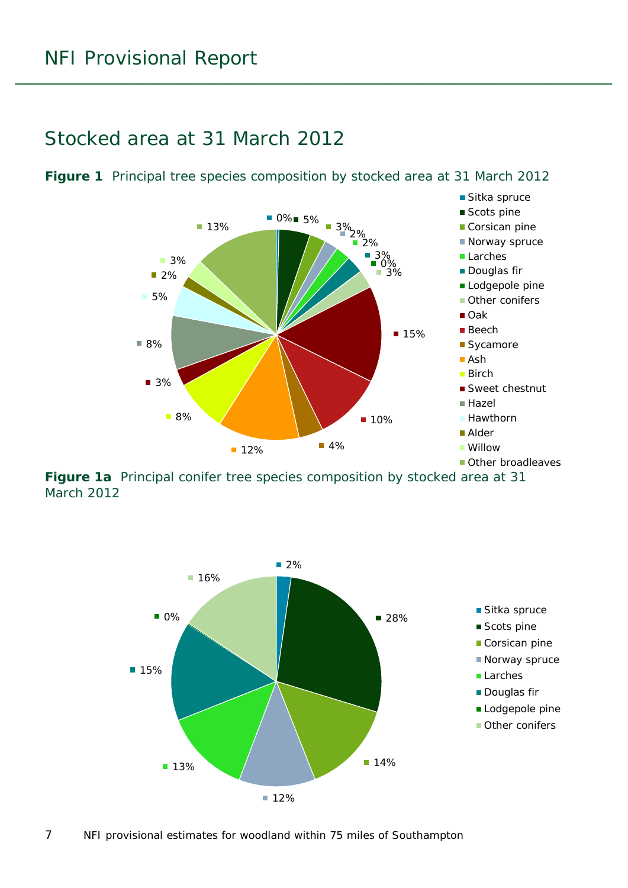# Stocked area at 31 March 2012

**Figure 1** Principal tree species composition by stocked area at 31 March 2012

| Species | % |
|---|---|
| Sitka spruce | 0% |
| Scots pine | 5% |
| Corsican pine | 3% |
| Norway spruce | 2% |
| Larches | 2% |
| Douglas fir | 3% |
| Lodgepole pine | 0% |
| Other conifers | 3% |
| Oak | 15% |
| Beech | 10% |
| Sycamore | 4% |
| Ash | 12% |
| Birch | 8% |
| Sweet chestnut | 3% |
| Hazel | 8% |
| Hawthorn | 5% |
| Alder | 2% |
| Willow | 3% |
| Other broadleaves | 13% |

**Figure 1a** Principal conifer tree species composition by stocked area at 31 March 2012

| Species | % |
|---|---|
| Sitka spruce | 2% |
| Scots pine | 28% |
| Corsican pine | 14% |
| Norway spruce | 12% |
| Larches | 13% |
| Douglas fir | 15% |
| Lodgepole pine | 0% |
| Other conifers | 16% |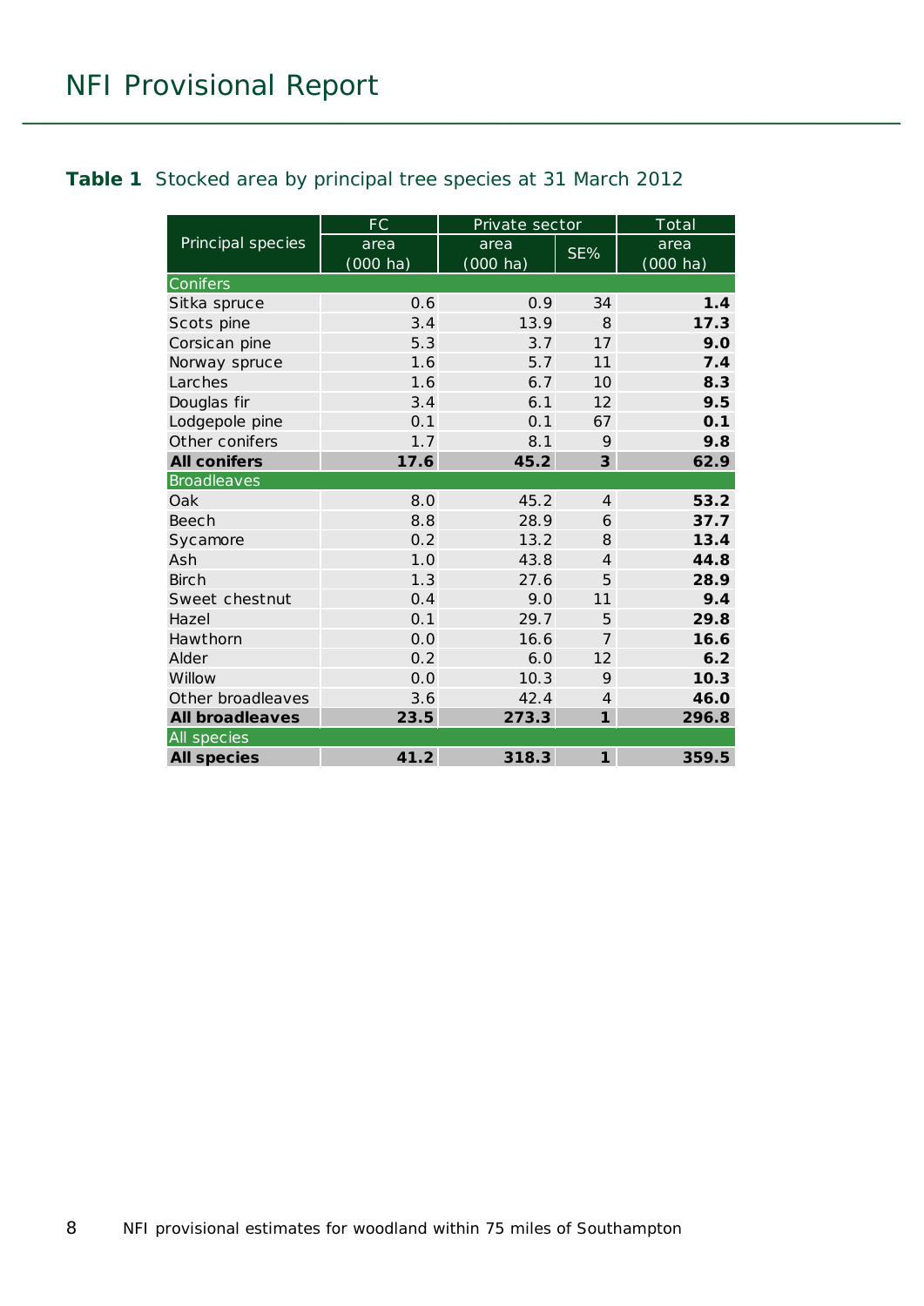**Table 1** Stocked area by principal tree species at 31 March 2012

| Principal species | FC | Private sector | | Total |
|---|---|---|---|---|
| | area (000 ha) | area (000 ha) | SE% | area (000 ha) |
| Conifers | | | | |
| Sitka spruce | 0.6 | 0.9 | 34 | **1.4** |
| Scots pine | 3.4 | 13.9 | 8 | **17.3** |
| Corsican pine | 5.3 | 3.7 | 17 | **9.0** |
| Norway spruce | 1.6 | 5.7 | 11 | **7.4** |
| Larches | 1.6 | 6.7 | 10 | **8.3** |
| Douglas fir | 3.4 | 6.1 | 12 | **9.5** |
| Lodgepole pine | 0.1 | 0.1 | 67 | **0.1** |
| Other conifers | 1.7 | 8.1 | 9 | **9.8** |
| **All conifers** | **17.6** | **45.2** | **3** | **62.9** |
| Broadleaves | | | | |
| Oak | 8.0 | 45.2 | 4 | **53.2** |
| Beech | 8.8 | 28.9 | 6 | **37.7** |
| Sycamore | 0.2 | 13.2 | 8 | **13.4** |
| Ash | 1.0 | 43.8 | 4 | **44.8** |
| Birch | 1.3 | 27.6 | 5 | **28.9** |
| Sweet chestnut | 0.4 | 9.0 | 11 | **9.4** |
| Hazel | 0.1 | 29.7 | 5 | **29.8** |
| Hawthorn | 0.0 | 16.6 | 7 | **16.6** |
| Alder | 0.2 | 6.0 | 12 | **6.2** |
| Willow | 0.0 | 10.3 | 9 | **10.3** |
| Other broadleaves | 3.6 | 42.4 | 4 | **46.0** |
| **All broadleaves** | **23.5** | **273.3** | **1** | **296.8** |
| All species | | | | |
| **All species** | **41.2** | **318.3** | **1** | **359.5** |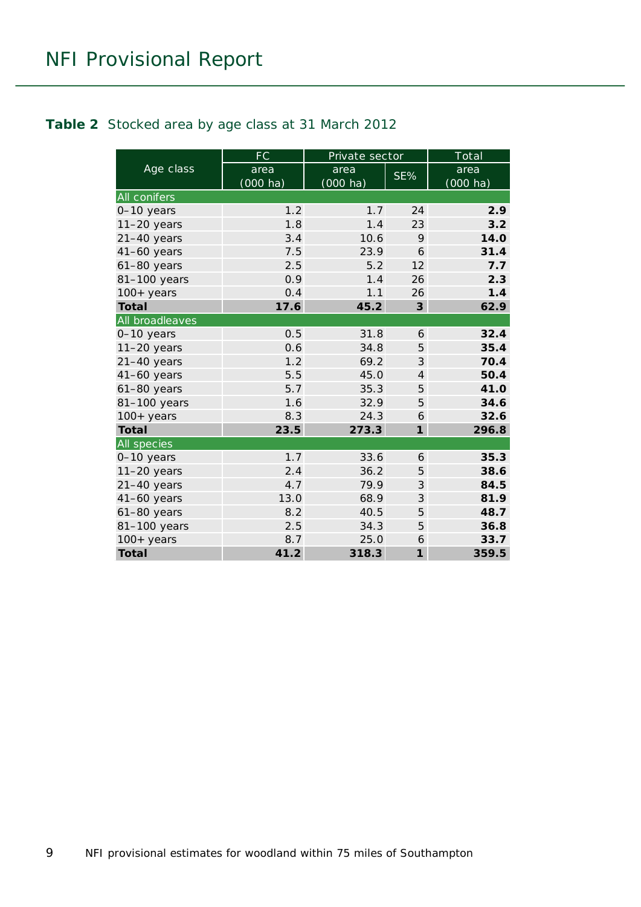**Table 2** Stocked area by age class at 31 March 2012

| Age class | FC | Private sector | | Total |
|---|---|---|---|---|
| | area (000 ha) | area (000 ha) | SE% | area (000 ha) |
| **All conifers** | | | | |
| 0–10 years | 1.2 | 1.7 | 24 | **2.9** |
| 11–20 years | 1.8 | 1.4 | 23 | **3.2** |
| 21–40 years | 3.4 | 10.6 | 9 | **14.0** |
| 41–60 years | 7.5 | 23.9 | 6 | **31.4** |
| 61–80 years | 2.5 | 5.2 | 12 | **7.7** |
| 81–100 years | 0.9 | 1.4 | 26 | **2.3** |
| 100+ years | 0.4 | 1.1 | 26 | **1.4** |
| **Total** | **17.6** | **45.2** | **3** | **62.9** |
| **All broadleaves** | | | | |
| 0–10 years | 0.5 | 31.8 | 6 | **32.4** |
| 11–20 years | 0.6 | 34.8 | 5 | **35.4** |
| 21–40 years | 1.2 | 69.2 | 3 | **70.4** |
| 41–60 years | 5.5 | 45.0 | 4 | **50.4** |
| 61–80 years | 5.7 | 35.3 | 5 | **41.0** |
| 81–100 years | 1.6 | 32.9 | 5 | **34.6** |
| 100+ years | 8.3 | 24.3 | 6 | **32.6** |
| **Total** | **23.5** | **273.3** | **1** | **296.8** |
| **All species** | | | | |
| 0–10 years | 1.7 | 33.6 | 6 | **35.3** |
| 11–20 years | 2.4 | 36.2 | 5 | **38.6** |
| 21–40 years | 4.7 | 79.9 | 3 | **84.5** |
| 41–60 years | 13.0 | 68.9 | 3 | **81.9** |
| 61–80 years | 8.2 | 40.5 | 5 | **48.7** |
| 81–100 years | 2.5 | 34.3 | 5 | **36.8** |
| 100+ years | 8.7 | 25.0 | 6 | **33.7** |
| **Total** | **41.2** | **318.3** | **1** | **359.5** |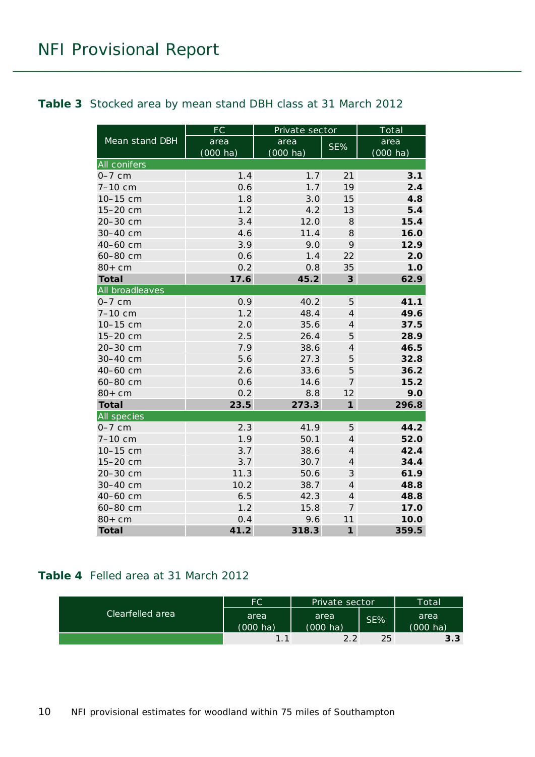**Table 3** Stocked area by mean stand DBH class at 31 March 2012

| Mean stand DBH | FC | Private sector | | Total |
|---|---|---|---|---|
| | area (000 ha) | area (000 ha) | SE% | area (000 ha) |
| All conifers | | | | |
| 0–7 cm | 1.4 | 1.7 | 21 | **3.1** |
| 7–10 cm | 0.6 | 1.7 | 19 | **2.4** |
| 10–15 cm | 1.8 | 3.0 | 15 | **4.8** |
| 15–20 cm | 1.2 | 4.2 | 13 | **5.4** |
| 20–30 cm | 3.4 | 12.0 | 8 | **15.4** |
| 30–40 cm | 4.6 | 11.4 | 8 | **16.0** |
| 40–60 cm | 3.9 | 9.0 | 9 | **12.9** |
| 60–80 cm | 0.6 | 1.4 | 22 | **2.0** |
| 80+ cm | 0.2 | 0.8 | 35 | **1.0** |
| **Total** | **17.6** | **45.2** | **3** | **62.9** |
| All broadleaves | | | | |
| 0–7 cm | 0.9 | 40.2 | 5 | **41.1** |
| 7–10 cm | 1.2 | 48.4 | 4 | **49.6** |
| 10–15 cm | 2.0 | 35.6 | 4 | **37.5** |
| 15–20 cm | 2.5 | 26.4 | 5 | **28.9** |
| 20–30 cm | 7.9 | 38.6 | 4 | **46.5** |
| 30–40 cm | 5.6 | 27.3 | 5 | **32.8** |
| 40–60 cm | 2.6 | 33.6 | 5 | **36.2** |
| 60–80 cm | 0.6 | 14.6 | 7 | **15.2** |
| 80+ cm | 0.2 | 8.8 | 12 | **9.0** |
| **Total** | **23.5** | **273.3** | **1** | **296.8** |
| All species | | | | |
| 0–7 cm | 2.3 | 41.9 | 5 | **44.2** |
| 7–10 cm | 1.9 | 50.1 | 4 | **52.0** |
| 10–15 cm | 3.7 | 38.6 | 4 | **42.4** |
| 15–20 cm | 3.7 | 30.7 | 4 | **34.4** |
| 20–30 cm | 11.3 | 50.6 | 3 | **61.9** |
| 30–40 cm | 10.2 | 38.7 | 4 | **48.8** |
| 40–60 cm | 6.5 | 42.3 | 4 | **48.8** |
| 60–80 cm | 1.2 | 15.8 | 7 | **17.0** |
| 80+ cm | 0.4 | 9.6 | 11 | **10.0** |
| **Total** | **41.2** | **318.3** | **1** | **359.5** |

**Table 4** Felled area at 31 March 2012

| Clearfelled area | FC | Private sector | | Total |
|---|---|---|---|---|
| | area (000 ha) | area (000 ha) | SE% | area (000 ha) |
| | 1.1 | 2.2 | 25 | **3.3** |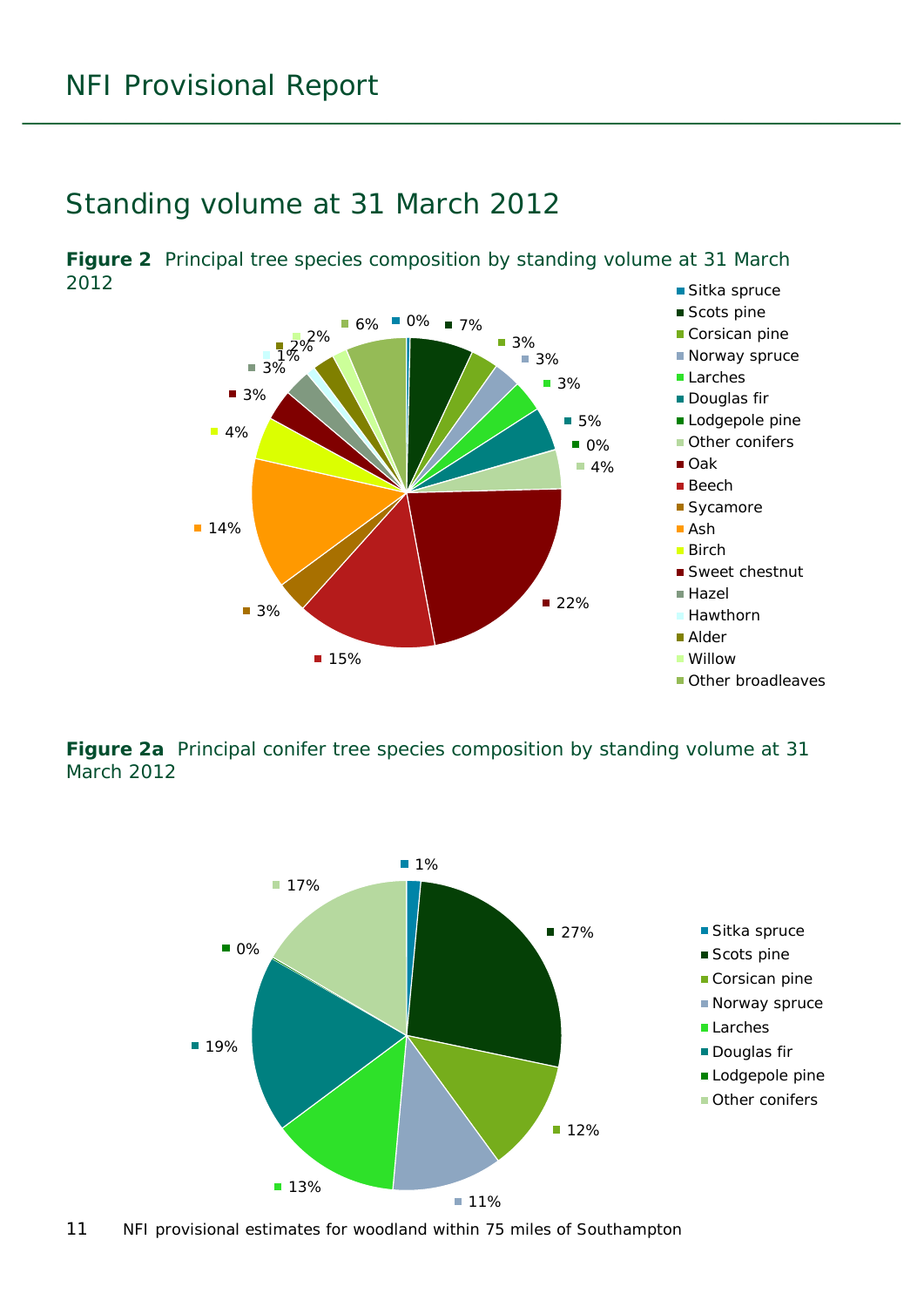# Standing volume at 31 March 2012

**Figure 2** Principal tree species composition by standing volume at 31 March 2012

| Species | Percentage |
|---|---|
| Sitka spruce | 0% |
| Scots pine | 7% |
| Corsican pine | 3% |
| Norway spruce | 3% |
| Larches | 3% |
| Douglas fir | 5% |
| Lodgepole pine | 0% |
| Other conifers | 4% |
| Oak | 22% |
| Beech | 15% |
| Sycamore | 3% |
| Ash | 14% |
| Birch | 4% |
| Sweet chestnut | 3% |
| Hazel | 3% |
| Hawthorn | 1% |
| Alder | 2% |
| Willow | 2% |
| Other broadleaves | 6% |

**Figure 2a** Principal conifer tree species composition by standing volume at 31 March 2012

| Species | Percentage |
|---|---|
| Sitka spruce | 1% |
| Scots pine | 27% |
| Corsican pine | 12% |
| Norway spruce | 11% |
| Larches | 13% |
| Douglas fir | 19% |
| Lodgepole pine | 0% |
| Other conifers | 17% |

NFI provisional estimates for woodland within 75 miles of Southampton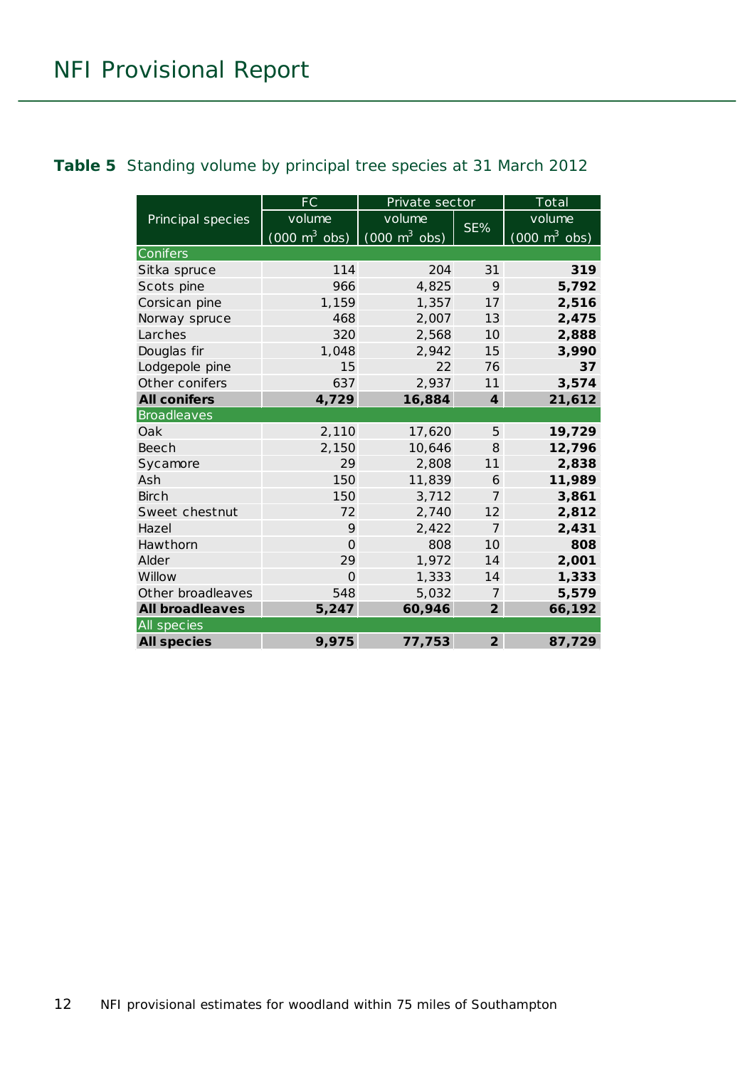**Table 5** Standing volume by principal tree species at 31 March 2012

| Principal species | FC | Private sector | | Total |
|---|---|---|---|---|
| | volume (000 m$^3$ obs) | volume (000 m$^3$ obs) | SE% | volume (000 m$^3$ obs) |
| **Conifers** | | | | |
| Sitka spruce | 114 | 204 | 31 | **319** |
| Scots pine | 966 | 4,825 | 9 | **5,792** |
| Corsican pine | 1,159 | 1,357 | 17 | **2,516** |
| Norway spruce | 468 | 2,007 | 13 | **2,475** |
| Larches | 320 | 2,568 | 10 | **2,888** |
| Douglas fir | 1,048 | 2,942 | 15 | **3,990** |
| Lodgepole pine | 15 | 22 | 76 | **37** |
| Other conifers | 637 | 2,937 | 11 | **3,574** |
| **All conifers** | **4,729** | **16,884** | **4** | **21,612** |
| **Broadleaves** | | | | |
| Oak | 2,110 | 17,620 | 5 | **19,729** |
| Beech | 2,150 | 10,646 | 8 | **12,796** |
| Sycamore | 29 | 2,808 | 11 | **2,838** |
| Ash | 150 | 11,839 | 6 | **11,989** |
| Birch | 150 | 3,712 | 7 | **3,861** |
| Sweet chestnut | 72 | 2,740 | 12 | **2,812** |
| Hazel | 9 | 2,422 | 7 | **2,431** |
| Hawthorn | 0 | 808 | 10 | **808** |
| Alder | 29 | 1,972 | 14 | **2,001** |
| Willow | 0 | 1,333 | 14 | **1,333** |
| Other broadleaves | 548 | 5,032 | 7 | **5,579** |
| **All broadleaves** | **5,247** | **60,946** | **2** | **66,192** |
| **All species** | | | | |
| **All species** | **9,975** | **77,753** | **2** | **87,729** |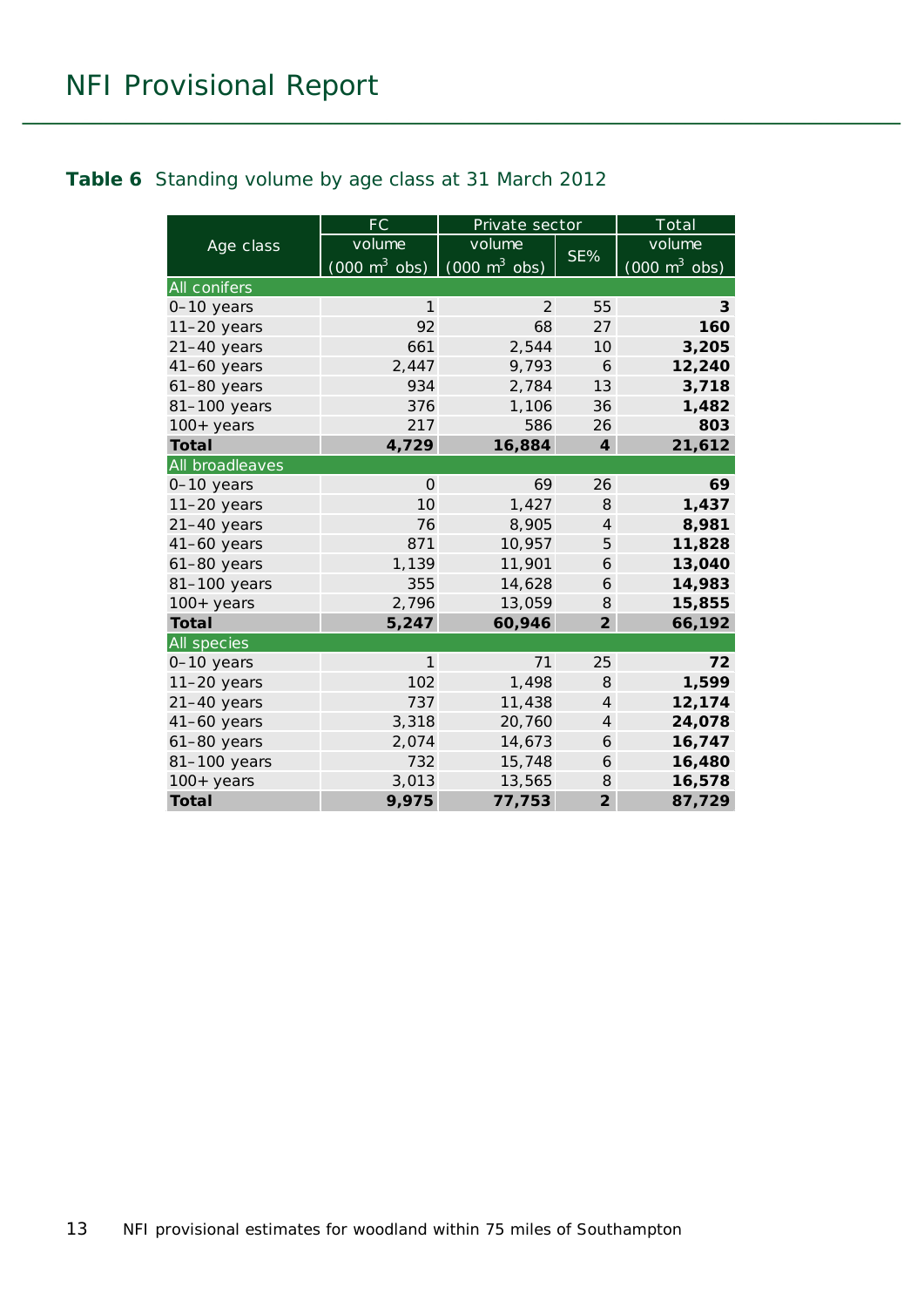**Table 6** Standing volume by age class at 31 March 2012

| Age class | FC | Private sector | | Total |
|---|---|---|---|---|
| | volume (000 $m^3$ obs) | volume (000 $m^3$ obs) | SE% | volume (000 $m^3$ obs) |
| **All conifers** | | | | |
| 0–10 years | 1 | 2 | 55 | **3** |
| 11–20 years | 92 | 68 | 27 | **160** |
| 21–40 years | 661 | 2,544 | 10 | **3,205** |
| 41–60 years | 2,447 | 9,793 | 6 | **12,240** |
| 61–80 years | 934 | 2,784 | 13 | **3,718** |
| 81–100 years | 376 | 1,106 | 36 | **1,482** |
| 100+ years | 217 | 586 | 26 | **803** |
| **Total** | **4,729** | **16,884** | **4** | **21,612** |
| **All broadleaves** | | | | |
| 0–10 years | 0 | 69 | 26 | **69** |
| 11–20 years | 10 | 1,427 | 8 | **1,437** |
| 21–40 years | 76 | 8,905 | 4 | **8,981** |
| 41–60 years | 871 | 10,957 | 5 | **11,828** |
| 61–80 years | 1,139 | 11,901 | 6 | **13,040** |
| 81–100 years | 355 | 14,628 | 6 | **14,983** |
| 100+ years | 2,796 | 13,059 | 8 | **15,855** |
| **Total** | **5,247** | **60,946** | **2** | **66,192** |
| **All species** | | | | |
| 0–10 years | 1 | 71 | 25 | **72** |
| 11–20 years | 102 | 1,498 | 8 | **1,599** |
| 21–40 years | 737 | 11,438 | 4 | **12,174** |
| 41–60 years | 3,318 | 20,760 | 4 | **24,078** |
| 61–80 years | 2,074 | 14,673 | 6 | **16,747** |
| 81–100 years | 732 | 15,748 | 6 | **16,480** |
| 100+ years | 3,013 | 13,565 | 8 | **16,578** |
| **Total** | **9,975** | **77,753** | **2** | **87,729** |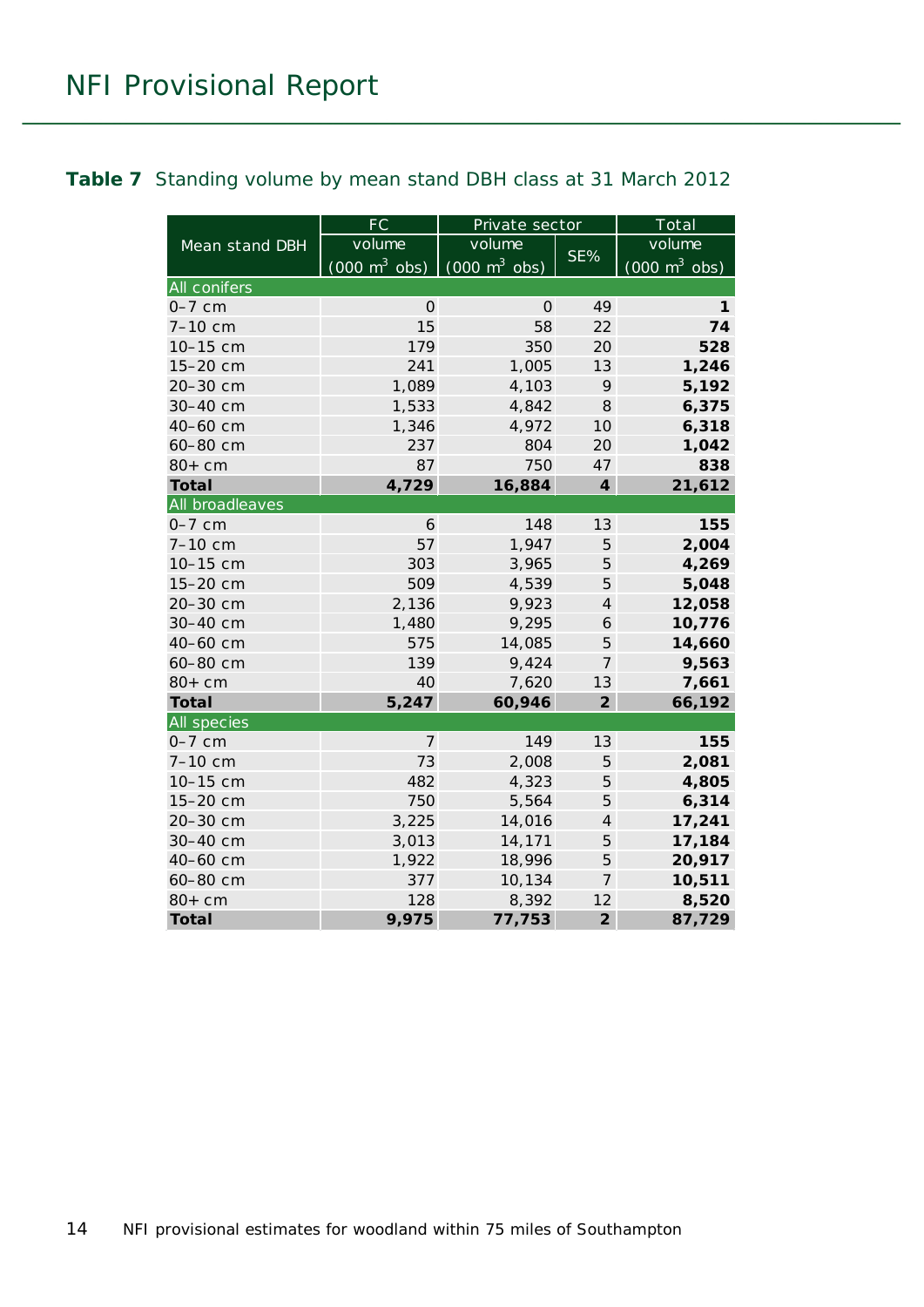**Table 7** Standing volume by mean stand DBH class at 31 March 2012

| Mean stand DBH | FC | Private sector | | Total |
|---|---|---|---|---|
| | volume (000 $m^3$ obs) | volume (000 $m^3$ obs) | SE% | volume (000 $m^3$ obs) |
| **All conifers** | | | | |
| 0–7 cm | 0 | 0 | 49 | **1** |
| 7–10 cm | 15 | 58 | 22 | **74** |
| 10–15 cm | 179 | 350 | 20 | **528** |
| 15–20 cm | 241 | 1,005 | 13 | **1,246** |
| 20–30 cm | 1,089 | 4,103 | 9 | **5,192** |
| 30–40 cm | 1,533 | 4,842 | 8 | **6,375** |
| 40–60 cm | 1,346 | 4,972 | 10 | **6,318** |
| 60–80 cm | 237 | 804 | 20 | **1,042** |
| 80+ cm | 87 | 750 | 47 | **838** |
| **Total** | **4,729** | **16,884** | **4** | **21,612** |
| **All broadleaves** | | | | |
| 0–7 cm | 6 | 148 | 13 | **155** |
| 7–10 cm | 57 | 1,947 | 5 | **2,004** |
| 10–15 cm | 303 | 3,965 | 5 | **4,269** |
| 15–20 cm | 509 | 4,539 | 5 | **5,048** |
| 20–30 cm | 2,136 | 9,923 | 4 | **12,058** |
| 30–40 cm | 1,480 | 9,295 | 6 | **10,776** |
| 40–60 cm | 575 | 14,085 | 5 | **14,660** |
| 60–80 cm | 139 | 9,424 | 7 | **9,563** |
| 80+ cm | 40 | 7,620 | 13 | **7,661** |
| **Total** | **5,247** | **60,946** | **2** | **66,192** |
| **All species** | | | | |
| 0–7 cm | 7 | 149 | 13 | **155** |
| 7–10 cm | 73 | 2,008 | 5 | **2,081** |
| 10–15 cm | 482 | 4,323 | 5 | **4,805** |
| 15–20 cm | 750 | 5,564 | 5 | **6,314** |
| 20–30 cm | 3,225 | 14,016 | 4 | **17,241** |
| 30–40 cm | 3,013 | 14,171 | 5 | **17,184** |
| 40–60 cm | 1,922 | 18,996 | 5 | **20,917** |
| 60–80 cm | 377 | 10,134 | 7 | **10,511** |
| 80+ cm | 128 | 8,392 | 12 | **8,520** |
| **Total** | **9,975** | **77,753** | **2** | **87,729** |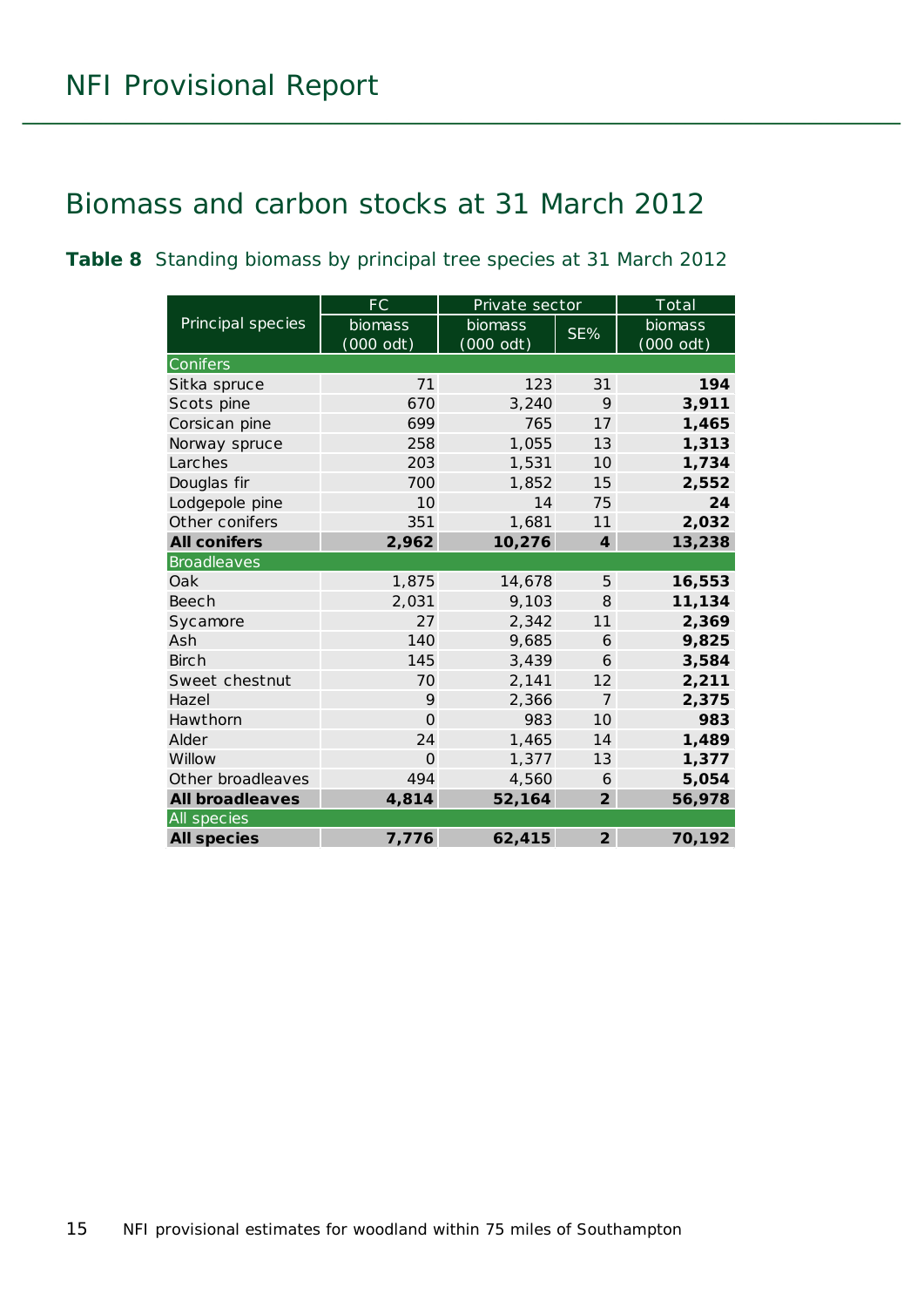## Biomass and carbon stocks at 31 March 2012

**Table 8** Standing biomass by principal tree species at 31 March 2012

| Principal species | FC | Private sector | | Total |
|---|---|---|---|---|
| | biomass (000 odt) | biomass (000 odt) | SE% | biomass (000 odt) |
| Conifers | | | | |
| Sitka spruce | 71 | 123 | 31 | **194** |
| Scots pine | 670 | 3,240 | 9 | **3,911** |
| Corsican pine | 699 | 765 | 17 | **1,465** |
| Norway spruce | 258 | 1,055 | 13 | **1,313** |
| Larches | 203 | 1,531 | 10 | **1,734** |
| Douglas fir | 700 | 1,852 | 15 | **2,552** |
| Lodgepole pine | 10 | 14 | 75 | **24** |
| Other conifers | 351 | 1,681 | 11 | **2,032** |
| **All conifers** | **2,962** | **10,276** | **4** | **13,238** |
| Broadleaves | | | | |
| Oak | 1,875 | 14,678 | 5 | **16,553** |
| Beech | 2,031 | 9,103 | 8 | **11,134** |
| Sycamore | 27 | 2,342 | 11 | **2,369** |
| Ash | 140 | 9,685 | 6 | **9,825** |
| Birch | 145 | 3,439 | 6 | **3,584** |
| Sweet chestnut | 70 | 2,141 | 12 | **2,211** |
| Hazel | 9 | 2,366 | 7 | **2,375** |
| Hawthorn | 0 | 983 | 10 | **983** |
| Alder | 24 | 1,465 | 14 | **1,489** |
| Willow | 0 | 1,377 | 13 | **1,377** |
| Other broadleaves | 494 | 4,560 | 6 | **5,054** |
| **All broadleaves** | **4,814** | **52,164** | **2** | **56,978** |
| All species | | | | |
| **All species** | **7,776** | **62,415** | **2** | **70,192** |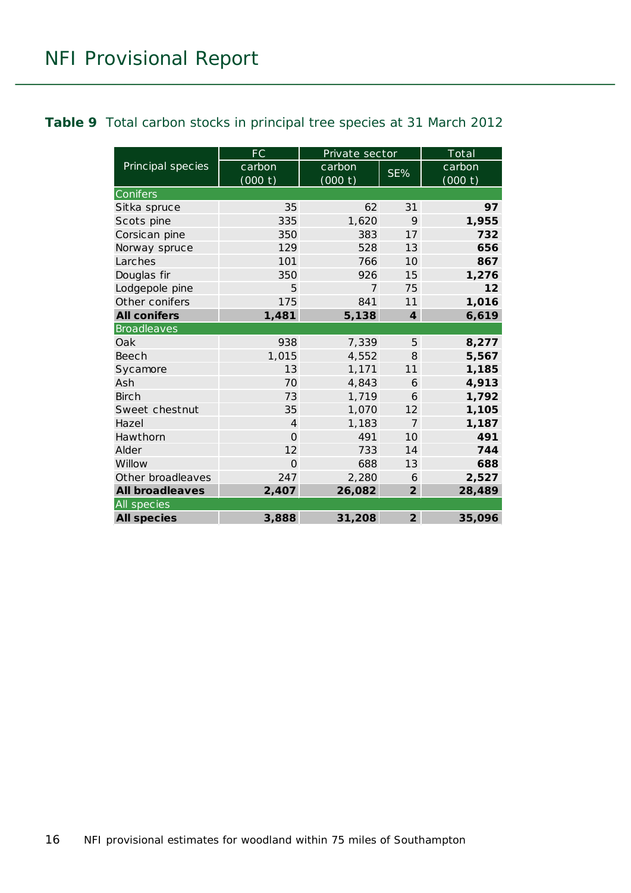**Table 9** Total carbon stocks in principal tree species at 31 March 2012

| Principal species | FC | Private sector | | Total |
|---|---|---|---|---|
| | carbon (000 t) | carbon (000 t) | SE% | carbon (000 t) |
| **Conifers** | | | | |
| Sitka spruce | 35 | 62 | 31 | **97** |
| Scots pine | 335 | 1,620 | 9 | **1,955** |
| Corsican pine | 350 | 383 | 17 | **732** |
| Norway spruce | 129 | 528 | 13 | **656** |
| Larches | 101 | 766 | 10 | **867** |
| Douglas fir | 350 | 926 | 15 | **1,276** |
| Lodgepole pine | 5 | 7 | 75 | **12** |
| Other conifers | 175 | 841 | 11 | **1,016** |
| **All conifers** | **1,481** | **5,138** | **4** | **6,619** |
| **Broadleaves** | | | | |
| Oak | 938 | 7,339 | 5 | **8,277** |
| Beech | 1,015 | 4,552 | 8 | **5,567** |
| Sycamore | 13 | 1,171 | 11 | **1,185** |
| Ash | 70 | 4,843 | 6 | **4,913** |
| Birch | 73 | 1,719 | 6 | **1,792** |
| Sweet chestnut | 35 | 1,070 | 12 | **1,105** |
| Hazel | 4 | 1,183 | 7 | **1,187** |
| Hawthorn | 0 | 491 | 10 | **491** |
| Alder | 12 | 733 | 14 | **744** |
| Willow | 0 | 688 | 13 | **688** |
| Other broadleaves | 247 | 2,280 | 6 | **2,527** |
| **All broadleaves** | **2,407** | **26,082** | **2** | **28,489** |
| **All species** | | | | |
| **All species** | **3,888** | **31,208** | **2** | **35,096** |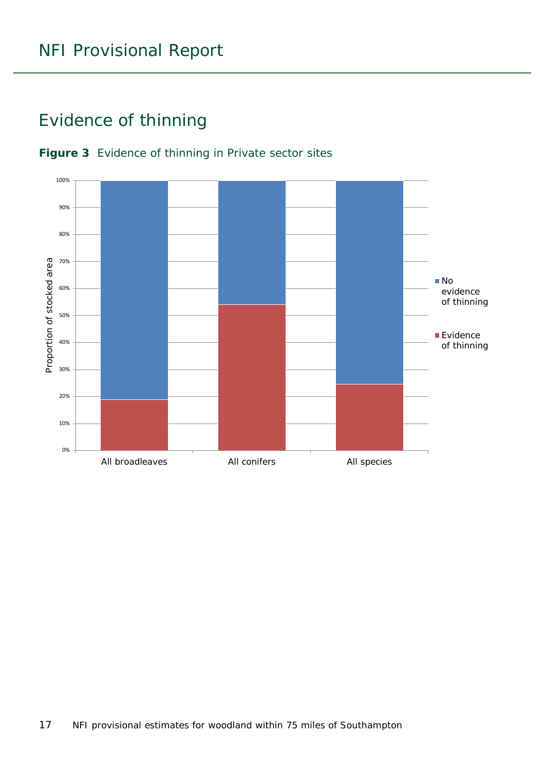## Evidence of thinning

**Figure 3** Evidence of thinning in Private sector sites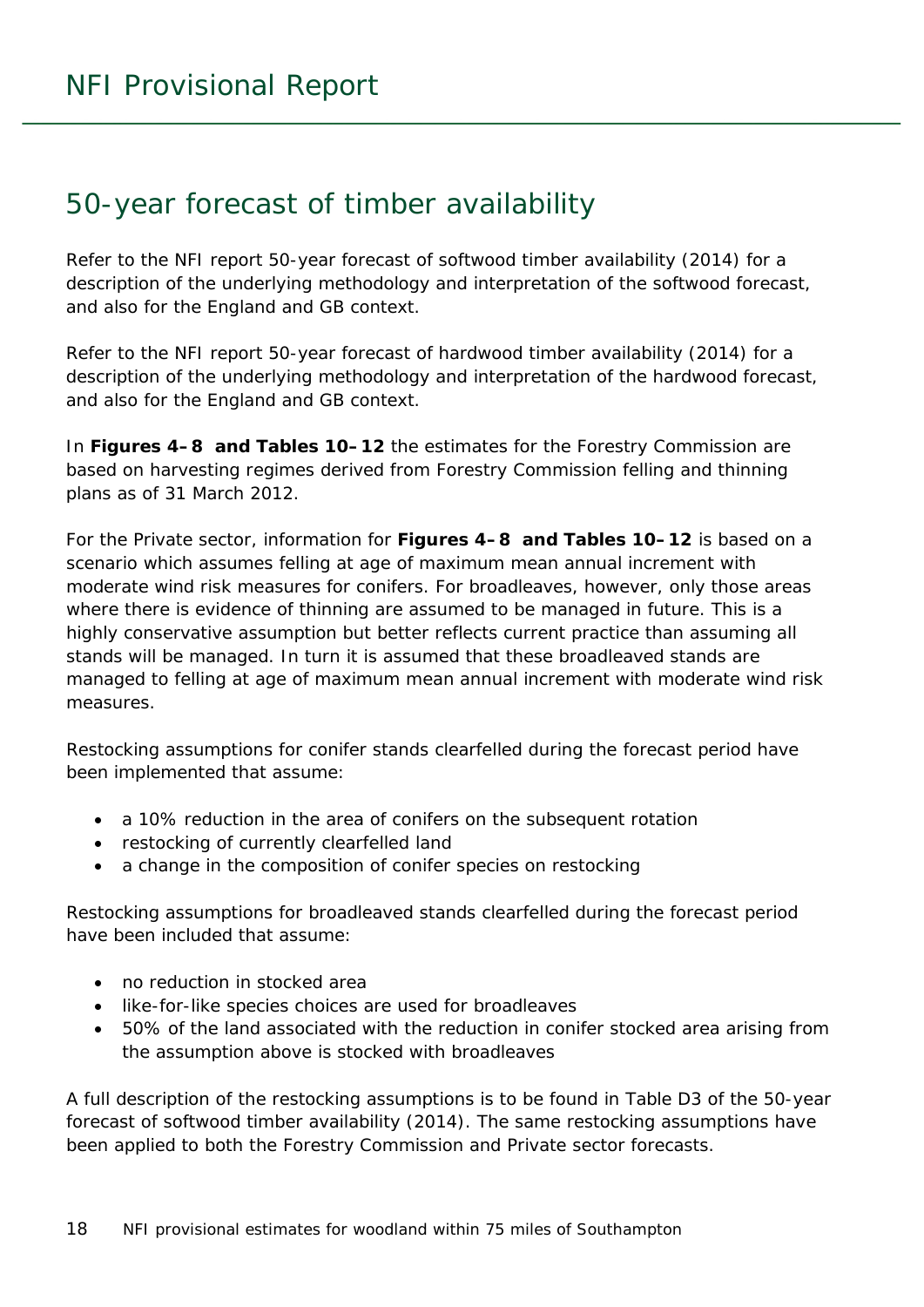# 50-year forecast of timber availability

Refer to the NFI report 50-year forecast of softwood timber availability (2014) for a description of the underlying methodology and interpretation of the softwood forecast, and also for the England and GB context.

Refer to the NFI report 50-year forecast of hardwood timber availability (2014) for a description of the underlying methodology and interpretation of the hardwood forecast, and also for the England and GB context.

In **Figures 4–8 and Tables 10–12** the estimates for the Forestry Commission are based on harvesting regimes derived from Forestry Commission felling and thinning plans as of 31 March 2012.

For the Private sector, information for **Figures 4–8 and Tables 10–12** is based on a scenario which assumes felling at age of maximum mean annual increment with moderate wind risk measures for conifers. For broadleaves, however, only those areas where there is evidence of thinning are assumed to be managed in future. This is a highly conservative assumption but better reflects current practice than assuming all stands will be managed. In turn it is assumed that these broadleaved stands are managed to felling at age of maximum mean annual increment with moderate wind risk measures.

Restocking assumptions for conifer stands clearfelled during the forecast period have been implemented that assume:

- a 10% reduction in the area of conifers on the subsequent rotation
- restocking of currently clearfelled land
- a change in the composition of conifer species on restocking

Restocking assumptions for broadleaved stands clearfelled during the forecast period have been included that assume:

- no reduction in stocked area
- like-for-like species choices are used for broadleaves
- 50% of the land associated with the reduction in conifer stocked area arising from the assumption above is stocked with broadleaves

A full description of the restocking assumptions is to be found in Table D3 of the 50-year forecast of softwood timber availability (2014). The same restocking assumptions have been applied to both the Forestry Commission and Private sector forecasts.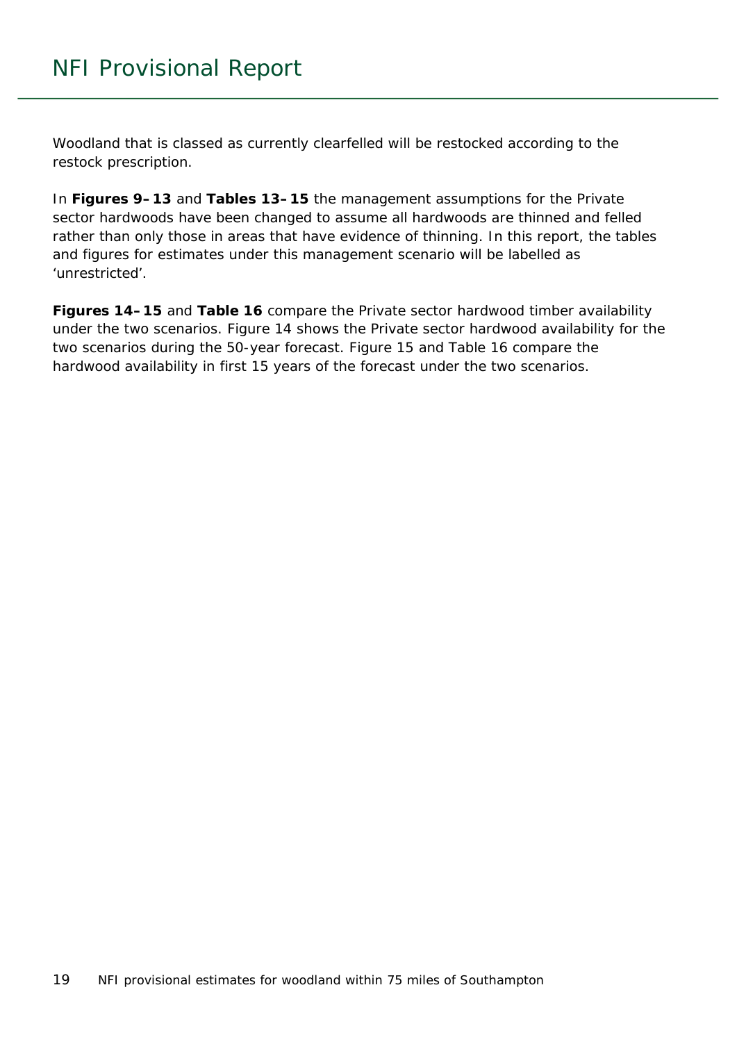Woodland that is classed as currently clearfelled will be restocked according to the restock prescription.

In **Figures 9–13** and **Tables 13–15** the management assumptions for the Private sector hardwoods have been changed to assume all hardwoods are thinned and felled rather than only those in areas that have evidence of thinning. In this report, the tables and figures for estimates under this management scenario will be labelled as 'unrestricted'.

**Figures 14–15** and **Table 16** compare the Private sector hardwood timber availability under the two scenarios. Figure 14 shows the Private sector hardwood availability for the two scenarios during the 50-year forecast. Figure 15 and Table 16 compare the hardwood availability in first 15 years of the forecast under the two scenarios.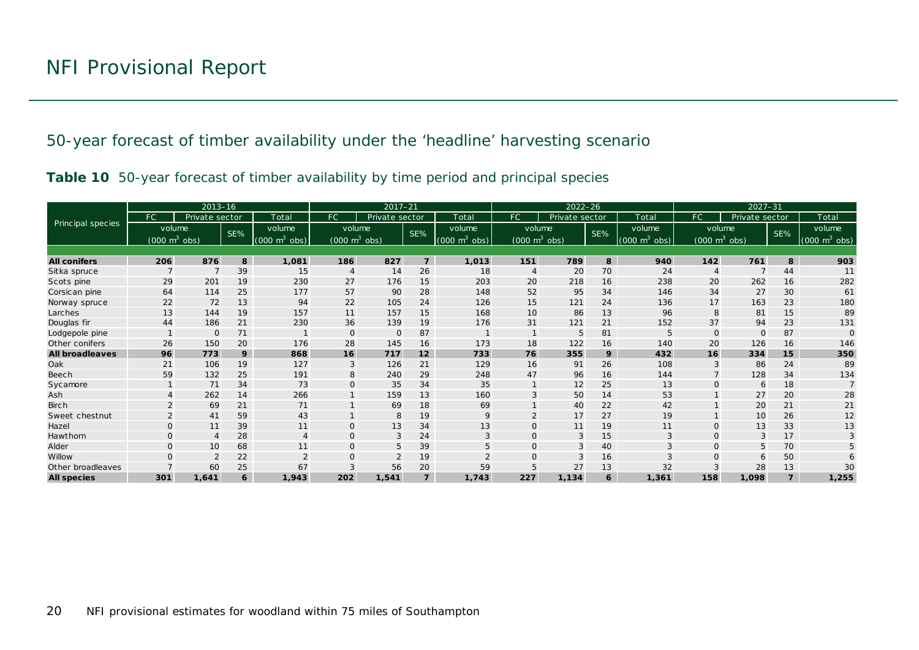## 50-year forecast of timber availability under the 'headline' harvesting scenario

**Table 10** 50-year forecast of timber availability by time period and principal species

| Principal species | 2013–16 | | | | 2017–21 | | | | 2022–26 | | | | 2027–31 | | | |
|---|---|---|---|---|---|---|---|---|---|---|---|---|---|---|---|---|
| | FC | Private sector | | Total | FC | Private sector | | Total | FC | Private sector | | Total | FC | Private sector | | Total |
| | volume ($000\ m^3$ obs) | | SE% | volume ($000\ m^3$ obs) | volume ($000\ m^3$ obs) | | SE% | volume ($000\ m^3$ obs) | volume ($000\ m^3$ obs) | | SE% | volume ($000\ m^3$ obs) | volume ($000\ m^3$ obs) | | SE% | volume ($000\ m^3$ obs) |
| **All conifers** | **206** | **876** | **8** | **1,081** | **186** | **827** | **7** | **1,013** | **151** | **789** | **8** | **940** | **142** | **761** | **8** | **903** |
| Sitka spruce | 7 | 7 | 39 | 15 | 4 | 14 | 26 | 18 | 4 | 20 | 70 | 24 | 4 | 7 | 44 | 11 |
| Scots pine | 29 | 201 | 19 | 230 | 27 | 176 | 15 | 203 | 20 | 218 | 16 | 238 | 20 | 262 | 16 | 282 |
| Corsican pine | 64 | 114 | 25 | 177 | 57 | 90 | 28 | 148 | 52 | 95 | 34 | 146 | 34 | 27 | 30 | 61 |
| Norway spruce | 22 | 72 | 13 | 94 | 22 | 105 | 24 | 126 | 15 | 121 | 24 | 136 | 17 | 163 | 23 | 180 |
| Larches | 13 | 144 | 19 | 157 | 11 | 157 | 15 | 168 | 10 | 86 | 13 | 96 | 8 | 81 | 15 | 89 |
| Douglas fir | 44 | 186 | 21 | 230 | 36 | 139 | 19 | 176 | 31 | 121 | 21 | 152 | 37 | 94 | 23 | 131 |
| Lodgepole pine | 1 | 0 | 71 | 1 | 0 | 0 | 87 | 1 | 1 | 5 | 81 | 5 | 0 | 0 | 87 | 0 |
| Other conifers | 26 | 150 | 20 | 176 | 28 | 145 | 16 | 173 | 18 | 122 | 16 | 140 | 20 | 126 | 16 | 146 |
| **All broadleaves** | **96** | **773** | **9** | **868** | **16** | **717** | **12** | **733** | **76** | **355** | **9** | **432** | **16** | **334** | **15** | **350** |
| Oak | 21 | 106 | 19 | 127 | 3 | 126 | 21 | 129 | 16 | 91 | 26 | 108 | 3 | 86 | 24 | 89 |
| Beech | 59 | 132 | 25 | 191 | 8 | 240 | 29 | 248 | 47 | 96 | 16 | 144 | 7 | 128 | 34 | 134 |
| Sycamore | 1 | 71 | 34 | 73 | 0 | 35 | 34 | 35 | 1 | 12 | 25 | 13 | 0 | 6 | 18 | 7 |
| Ash | 4 | 262 | 14 | 266 | 1 | 159 | 13 | 160 | 3 | 50 | 14 | 53 | 1 | 27 | 20 | 28 |
| Birch | 2 | 69 | 21 | 71 | 1 | 69 | 18 | 69 | 1 | 40 | 22 | 42 | 1 | 20 | 21 | 21 |
| Sweet chestnut | 2 | 41 | 59 | 43 | 1 | 8 | 19 | 9 | 2 | 17 | 27 | 19 | 1 | 10 | 26 | 12 |
| Hazel | 0 | 11 | 39 | 11 | 0 | 13 | 34 | 13 | 0 | 11 | 19 | 11 | 0 | 13 | 33 | 13 |
| Hawthorn | 0 | 4 | 28 | 4 | 0 | 3 | 24 | 3 | 0 | 3 | 15 | 3 | 0 | 3 | 17 | 3 |
| Alder | 0 | 10 | 68 | 11 | 0 | 5 | 39 | 5 | 0 | 3 | 40 | 3 | 0 | 5 | 70 | 5 |
| Willow | 0 | 2 | 22 | 2 | 0 | 2 | 19 | 2 | 0 | 3 | 16 | 3 | 0 | 6 | 50 | 6 |
| Other broadleaves | 7 | 60 | 25 | 67 | 3 | 56 | 20 | 59 | 5 | 27 | 13 | 32 | 3 | 28 | 13 | 30 |
| **All species** | **301** | **1,641** | **6** | **1,943** | **202** | **1,541** | **7** | **1,743** | **227** | **1,134** | **6** | **1,361** | **158** | **1,098** | **7** | **1,255** |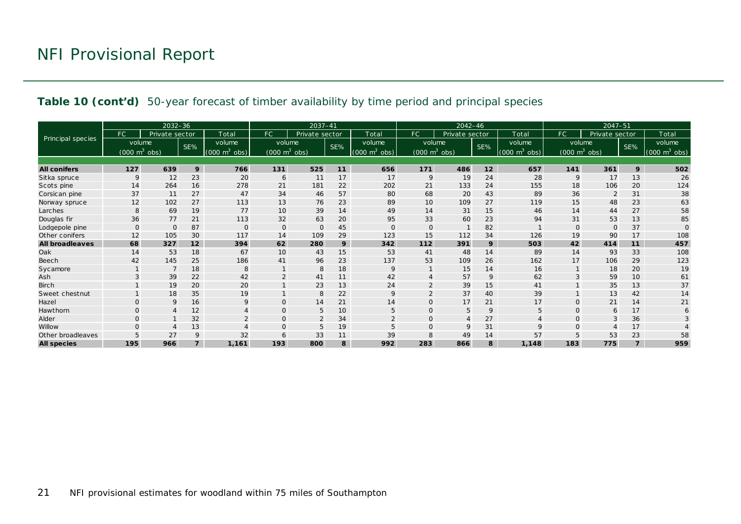# NFI Provisional Report

**Table 10 (cont'd)** 50-year forecast of timber availability by time period and principal species

| Principal species | 2032–36 | | | | 2037–41 | | | | 2042–46 | | | | 2047–51 | | | |
|---|---|---|---|---|---|---|---|---|---|---|---|---|---|---|---|---|
| | FC | Private sector | | Total | FC | Private sector | | Total | FC | Private sector | | Total | FC | Private sector | | Total |
| | volume (000 $m^3$ obs) | | SE% | volume (000 $m^3$ obs) | volume (000 $m^3$ obs) | | SE% | volume (000 $m^3$ obs) | volume (000 $m^3$ obs) | | SE% | volume (000 $m^3$ obs) | volume (000 $m^3$ obs) | | SE% | volume (000 $m^3$ obs) |
| **All conifers** | **127** | **639** | **9** | **766** | **131** | **525** | **11** | **656** | **171** | **486** | **12** | **657** | **141** | **361** | **9** | **502** |
| Sitka spruce | 9 | 12 | 23 | 20 | 6 | 11 | 17 | 17 | 9 | 19 | 24 | 28 | 9 | 17 | 13 | 26 |
| Scots pine | 14 | 264 | 16 | 278 | 21 | 181 | 22 | 202 | 21 | 133 | 24 | 155 | 18 | 106 | 20 | 124 |
| Corsican pine | 37 | 11 | 27 | 47 | 34 | 46 | 57 | 80 | 68 | 20 | 43 | 89 | 36 | 2 | 31 | 38 |
| Norway spruce | 12 | 102 | 27 | 113 | 13 | 76 | 23 | 89 | 10 | 109 | 27 | 119 | 15 | 48 | 23 | 63 |
| Larches | 8 | 69 | 19 | 77 | 10 | 39 | 14 | 49 | 14 | 31 | 15 | 46 | 14 | 44 | 27 | 58 |
| Douglas fir | 36 | 77 | 21 | 113 | 32 | 63 | 20 | 95 | 33 | 60 | 23 | 94 | 31 | 53 | 13 | 85 |
| Lodgepole pine | 0 | 0 | 87 | 0 | 0 | 0 | 45 | 0 | 0 | 1 | 82 | 1 | 0 | 0 | 37 | 0 |
| Other conifers | 12 | 105 | 30 | 117 | 14 | 109 | 29 | 123 | 15 | 112 | 34 | 126 | 19 | 90 | 17 | 108 |
| **All broadleaves** | **68** | **327** | **12** | **394** | **62** | **280** | **9** | **342** | **112** | **391** | **9** | **503** | **42** | **414** | **11** | **457** |
| Oak | 14 | 53 | 18 | 67 | 10 | 43 | 15 | 53 | 41 | 48 | 14 | 89 | 14 | 93 | 33 | 108 |
| Beech | 42 | 145 | 25 | 186 | 41 | 96 | 23 | 137 | 53 | 109 | 26 | 162 | 17 | 106 | 29 | 123 |
| Sycamore | 1 | 7 | 18 | 8 | 1 | 8 | 18 | 9 | 1 | 15 | 14 | 16 | 1 | 18 | 20 | 19 |
| Ash | 3 | 39 | 22 | 42 | 2 | 41 | 11 | 42 | 4 | 57 | 9 | 62 | 3 | 59 | 10 | 61 |
| Birch | 1 | 19 | 20 | 20 | 1 | 23 | 13 | 24 | 2 | 39 | 15 | 41 | 1 | 35 | 13 | 37 |
| Sweet chestnut | 1 | 18 | 35 | 19 | 1 | 8 | 22 | 9 | 2 | 37 | 40 | 39 | 1 | 13 | 42 | 14 |
| Hazel | 0 | 9 | 16 | 9 | 0 | 14 | 21 | 14 | 0 | 17 | 21 | 17 | 0 | 21 | 14 | 21 |
| Hawthorn | 0 | 4 | 12 | 4 | 0 | 5 | 10 | 5 | 0 | 5 | 9 | 5 | 0 | 6 | 17 | 6 |
| Alder | 0 | 1 | 32 | 2 | 0 | 2 | 34 | 2 | 0 | 4 | 27 | 4 | 0 | 3 | 36 | 3 |
| Willow | 0 | 4 | 13 | 4 | 0 | 5 | 19 | 5 | 0 | 9 | 31 | 9 | 0 | 4 | 17 | 4 |
| Other broadleaves | 5 | 27 | 9 | 32 | 6 | 33 | 11 | 39 | 8 | 49 | 14 | 57 | 5 | 53 | 23 | 58 |
| **All species** | **195** | **966** | **7** | **1,161** | **193** | **800** | **8** | **992** | **283** | **866** | **8** | **1,148** | **183** | **775** | **7** | **959** |

NFI provisional estimates for woodland within 75 miles of Southampton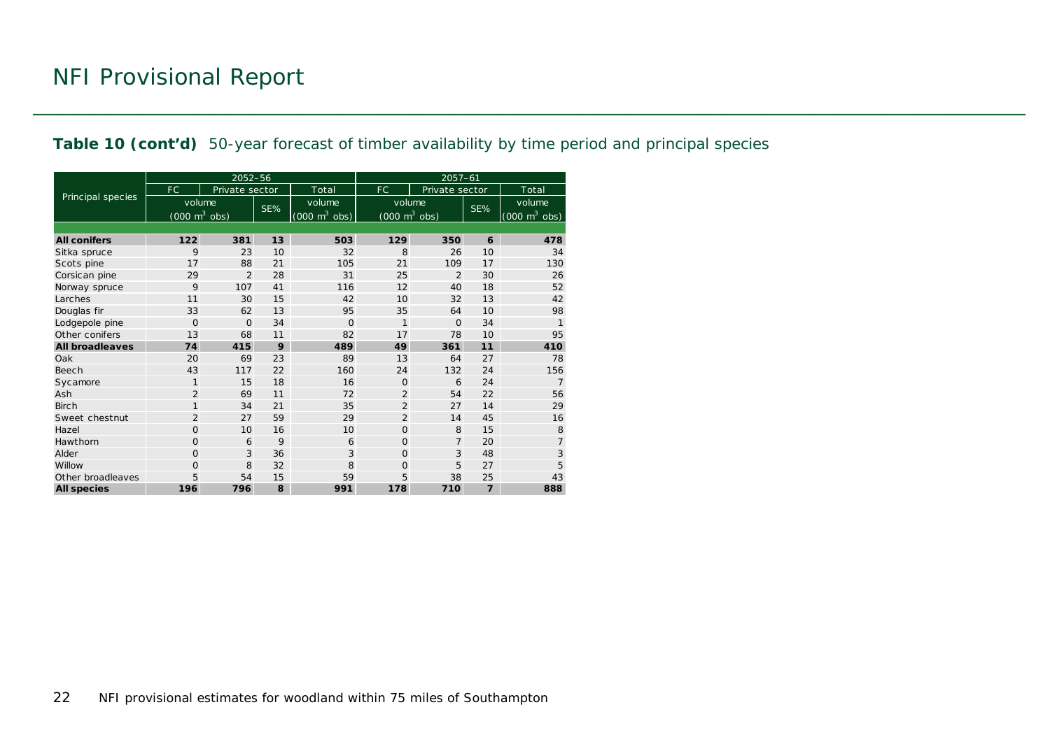**Table 10 (cont'd)** 50-year forecast of timber availability by time period and principal species

| Principal species | 2052–56 | | | | 2057–61 | | | |
|---|---|---|---|---|---|---|---|---|
| | FC | Private sector | | Total | FC | Private sector | | Total |
| | volume (000 $m^3$ obs) | | SE% | volume (000 $m^3$ obs) | volume (000 $m^3$ obs) | | SE% | volume (000 $m^3$ obs) |
| **All conifers** | **122** | **381** | **13** | **503** | **129** | **350** | **6** | **478** |
| Sitka spruce | 9 | 23 | 10 | 32 | 8 | 26 | 10 | 34 |
| Scots pine | 17 | 88 | 21 | 105 | 21 | 109 | 17 | 130 |
| Corsican pine | 29 | 2 | 28 | 31 | 25 | 2 | 30 | 26 |
| Norway spruce | 9 | 107 | 41 | 116 | 12 | 40 | 18 | 52 |
| Larches | 11 | 30 | 15 | 42 | 10 | 32 | 13 | 42 |
| Douglas fir | 33 | 62 | 13 | 95 | 35 | 64 | 10 | 98 |
| Lodgepole pine | 0 | 0 | 34 | 0 | 1 | 0 | 34 | 1 |
| Other conifers | 13 | 68 | 11 | 82 | 17 | 78 | 10 | 95 |
| **All broadleaves** | **74** | **415** | **9** | **489** | **49** | **361** | **11** | **410** |
| Oak | 20 | 69 | 23 | 89 | 13 | 64 | 27 | 78 |
| Beech | 43 | 117 | 22 | 160 | 24 | 132 | 24 | 156 |
| Sycamore | 1 | 15 | 18 | 16 | 0 | 6 | 24 | 7 |
| Ash | 2 | 69 | 11 | 72 | 2 | 54 | 22 | 56 |
| Birch | 1 | 34 | 21 | 35 | 2 | 27 | 14 | 29 |
| Sweet chestnut | 2 | 27 | 59 | 29 | 2 | 14 | 45 | 16 |
| Hazel | 0 | 10 | 16 | 10 | 0 | 8 | 15 | 8 |
| Hawthorn | 0 | 6 | 9 | 6 | 0 | 7 | 20 | 7 |
| Alder | 0 | 3 | 36 | 3 | 0 | 3 | 48 | 3 |
| Willow | 0 | 8 | 32 | 8 | 0 | 5 | 27 | 5 |
| Other broadleaves | 5 | 54 | 15 | 59 | 5 | 38 | 25 | 43 |
| **All species** | **196** | **796** | **8** | **991** | **178** | **710** | **7** | **888** |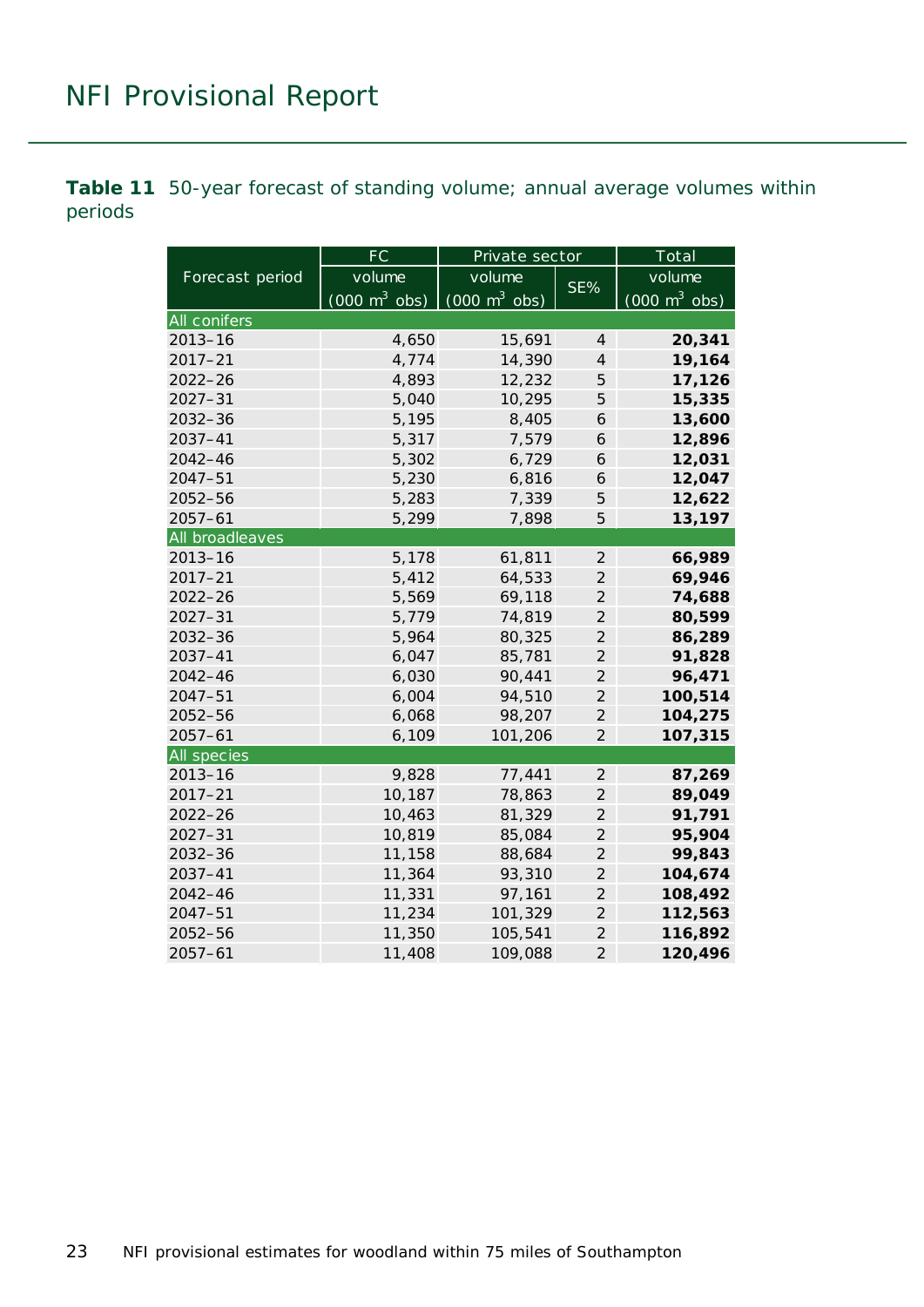**Table 11** 50-year forecast of standing volume; annual average volumes within periods

| Forecast period | FC | Private sector | | Total |
|---|---|---|---|---|
| | volume (000 $m^3$ obs) | volume (000 $m^3$ obs) | SE% | volume (000 $m^3$ obs) |
| **All conifers** | | | | |
| 2013–16 | 4,650 | 15,691 | 4 | **20,341** |
| 2017–21 | 4,774 | 14,390 | 4 | **19,164** |
| 2022–26 | 4,893 | 12,232 | 5 | **17,126** |
| 2027–31 | 5,040 | 10,295 | 5 | **15,335** |
| 2032–36 | 5,195 | 8,405 | 6 | **13,600** |
| 2037–41 | 5,317 | 7,579 | 6 | **12,896** |
| 2042–46 | 5,302 | 6,729 | 6 | **12,031** |
| 2047–51 | 5,230 | 6,816 | 6 | **12,047** |
| 2052–56 | 5,283 | 7,339 | 5 | **12,622** |
| 2057–61 | 5,299 | 7,898 | 5 | **13,197** |
| **All broadleaves** | | | | |
| 2013–16 | 5,178 | 61,811 | 2 | **66,989** |
| 2017–21 | 5,412 | 64,533 | 2 | **69,946** |
| 2022–26 | 5,569 | 69,118 | 2 | **74,688** |
| 2027–31 | 5,779 | 74,819 | 2 | **80,599** |
| 2032–36 | 5,964 | 80,325 | 2 | **86,289** |
| 2037–41 | 6,047 | 85,781 | 2 | **91,828** |
| 2042–46 | 6,030 | 90,441 | 2 | **96,471** |
| 2047–51 | 6,004 | 94,510 | 2 | **100,514** |
| 2052–56 | 6,068 | 98,207 | 2 | **104,275** |
| 2057–61 | 6,109 | 101,206 | 2 | **107,315** |
| **All species** | | | | |
| 2013–16 | 9,828 | 77,441 | 2 | **87,269** |
| 2017–21 | 10,187 | 78,863 | 2 | **89,049** |
| 2022–26 | 10,463 | 81,329 | 2 | **91,791** |
| 2027–31 | 10,819 | 85,084 | 2 | **95,904** |
| 2032–36 | 11,158 | 88,684 | 2 | **99,843** |
| 2037–41 | 11,364 | 93,310 | 2 | **104,674** |
| 2042–46 | 11,331 | 97,161 | 2 | **108,492** |
| 2047–51 | 11,234 | 101,329 | 2 | **112,563** |
| 2052–56 | 11,350 | 105,541 | 2 | **116,892** |
| 2057–61 | 11,408 | 109,088 | 2 | **120,496** |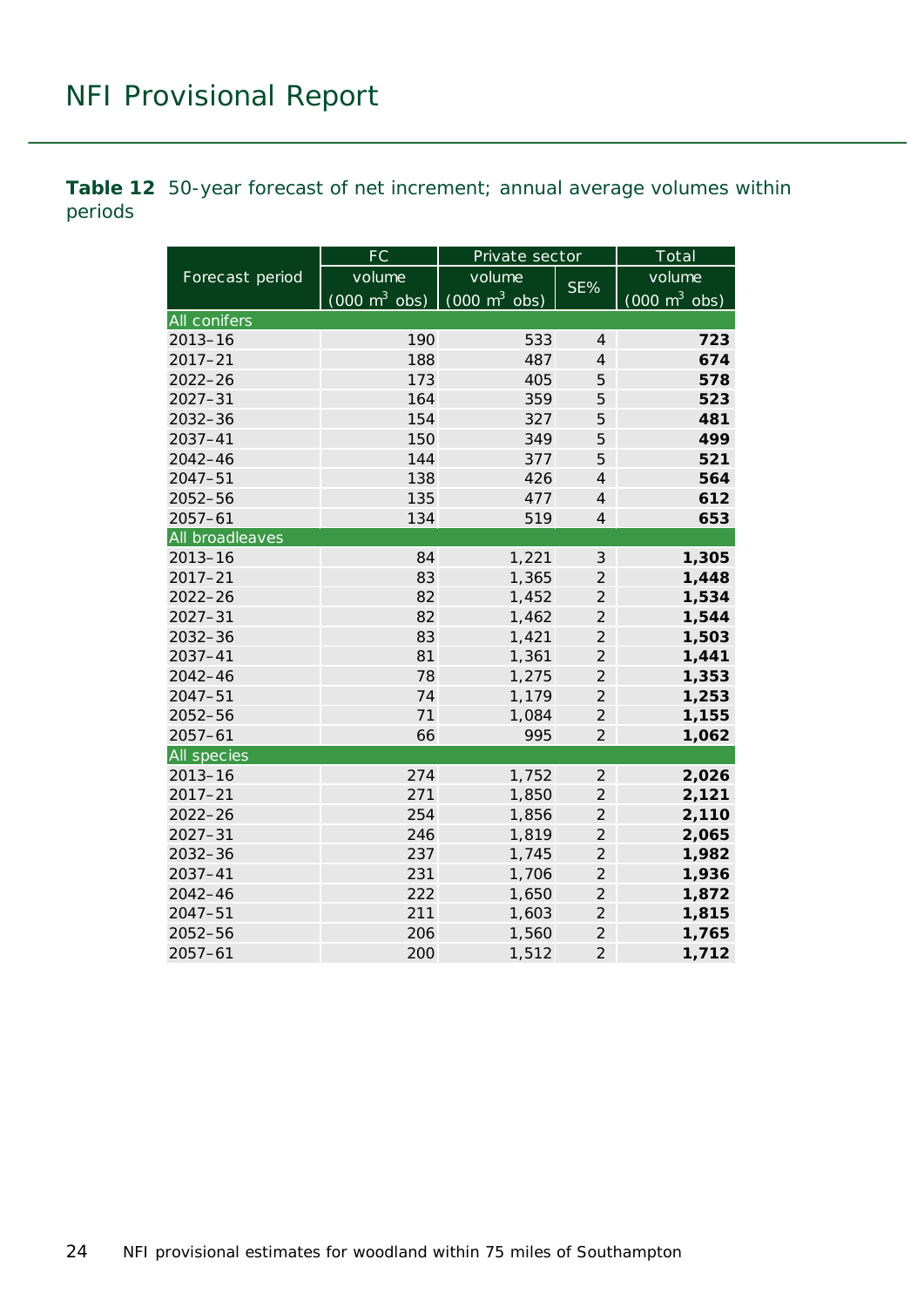**Table 12** 50-year forecast of net increment; annual average volumes within periods

| Forecast period | FC | Private sector | | Total |
|---|---|---|---|---|
| | volume (000 $m^3$ obs) | volume (000 $m^3$ obs) | SE% | volume (000 $m^3$ obs) |
| **All conifers** | | | | |
| 2013–16 | 190 | 533 | 4 | **723** |
| 2017–21 | 188 | 487 | 4 | **674** |
| 2022–26 | 173 | 405 | 5 | **578** |
| 2027–31 | 164 | 359 | 5 | **523** |
| 2032–36 | 154 | 327 | 5 | **481** |
| 2037–41 | 150 | 349 | 5 | **499** |
| 2042–46 | 144 | 377 | 5 | **521** |
| 2047–51 | 138 | 426 | 4 | **564** |
| 2052–56 | 135 | 477 | 4 | **612** |
| 2057–61 | 134 | 519 | 4 | **653** |
| **All broadleaves** | | | | |
| 2013–16 | 84 | 1,221 | 3 | **1,305** |
| 2017–21 | 83 | 1,365 | 2 | **1,448** |
| 2022–26 | 82 | 1,452 | 2 | **1,534** |
| 2027–31 | 82 | 1,462 | 2 | **1,544** |
| 2032–36 | 83 | 1,421 | 2 | **1,503** |
| 2037–41 | 81 | 1,361 | 2 | **1,441** |
| 2042–46 | 78 | 1,275 | 2 | **1,353** |
| 2047–51 | 74 | 1,179 | 2 | **1,253** |
| 2052–56 | 71 | 1,084 | 2 | **1,155** |
| 2057–61 | 66 | 995 | 2 | **1,062** |
| **All species** | | | | |
| 2013–16 | 274 | 1,752 | 2 | **2,026** |
| 2017–21 | 271 | 1,850 | 2 | **2,121** |
| 2022–26 | 254 | 1,856 | 2 | **2,110** |
| 2027–31 | 246 | 1,819 | 2 | **2,065** |
| 2032–36 | 237 | 1,745 | 2 | **1,982** |
| 2037–41 | 231 | 1,706 | 2 | **1,936** |
| 2042–46 | 222 | 1,650 | 2 | **1,872** |
| 2047–51 | 211 | 1,603 | 2 | **1,815** |
| 2052–56 | 206 | 1,560 | 2 | **1,765** |
| 2057–61 | 200 | 1,512 | 2 | **1,712** |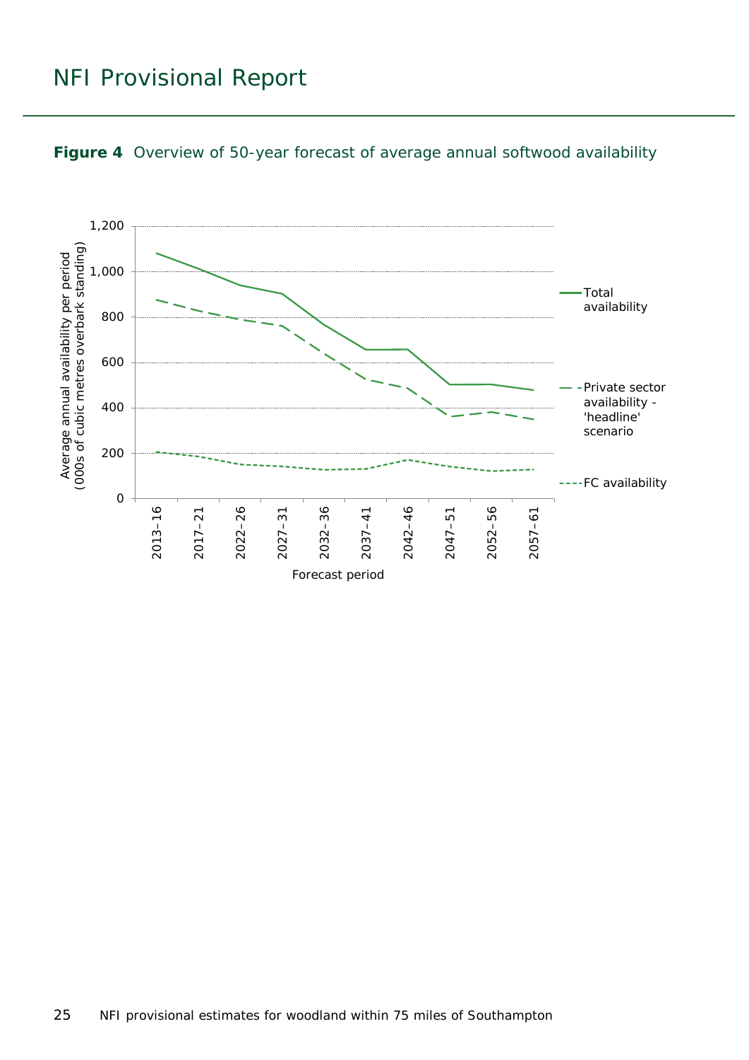**Figure 4** Overview of 50-year forecast of average annual softwood availability

Average annual availability per period (000s of cubic metres overbark standing)

1,200
1,000
800
600
400
200
0

2013–16
2017–21
2022–26
2027–31
2032–36
2037–41
2042–46
2047–51
2052–56
2057–61

Forecast period

Total availability

Private sector availability - 'headline' scenario

FC availability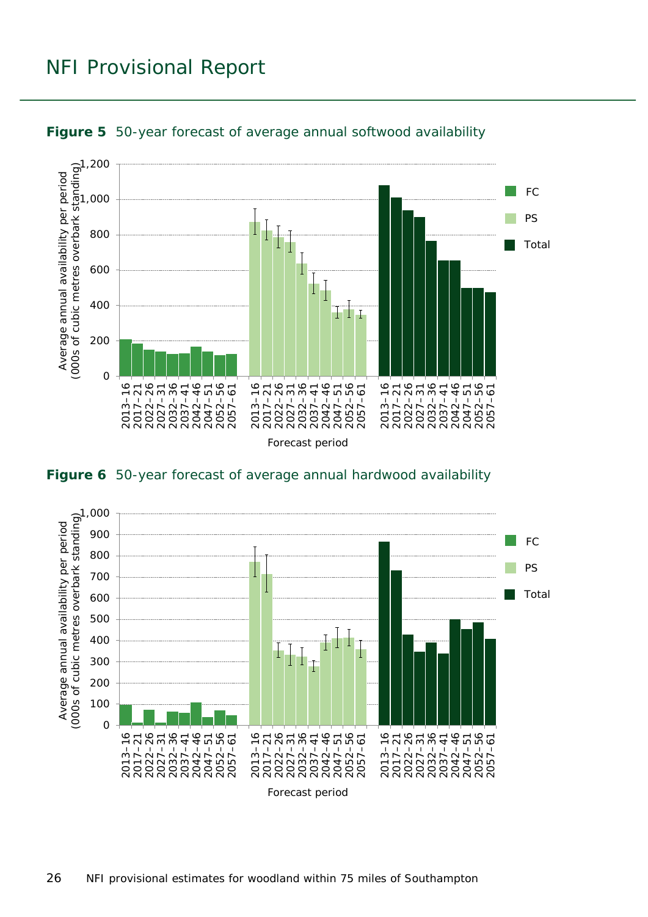**Figure 5** 50-year forecast of average annual softwood availability

**Figure 6** 50-year forecast of average annual hardwood availability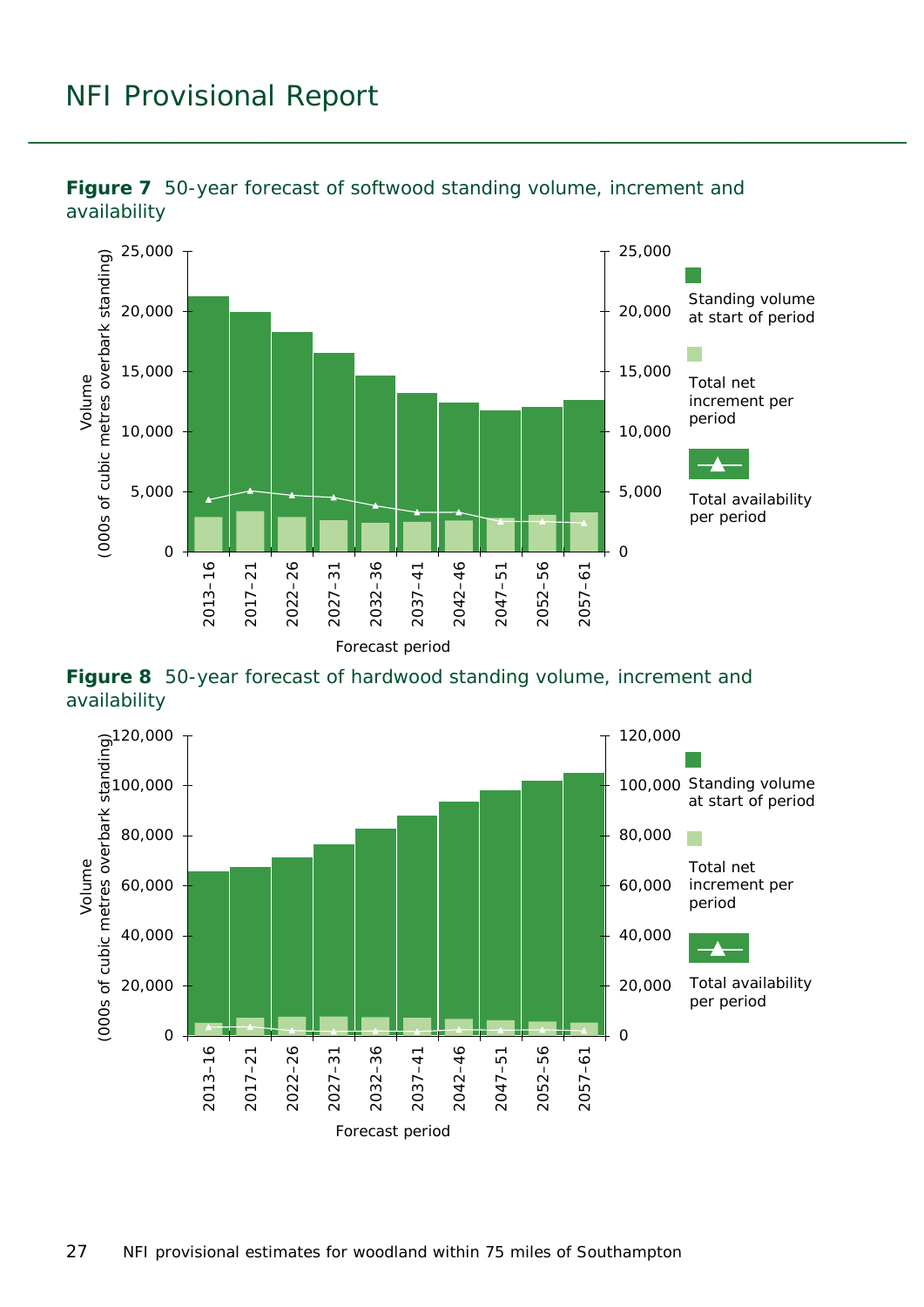**Figure 7** 50-year forecast of softwood standing volume, increment and availability

**Figure 8** 50-year forecast of hardwood standing volume, increment and availability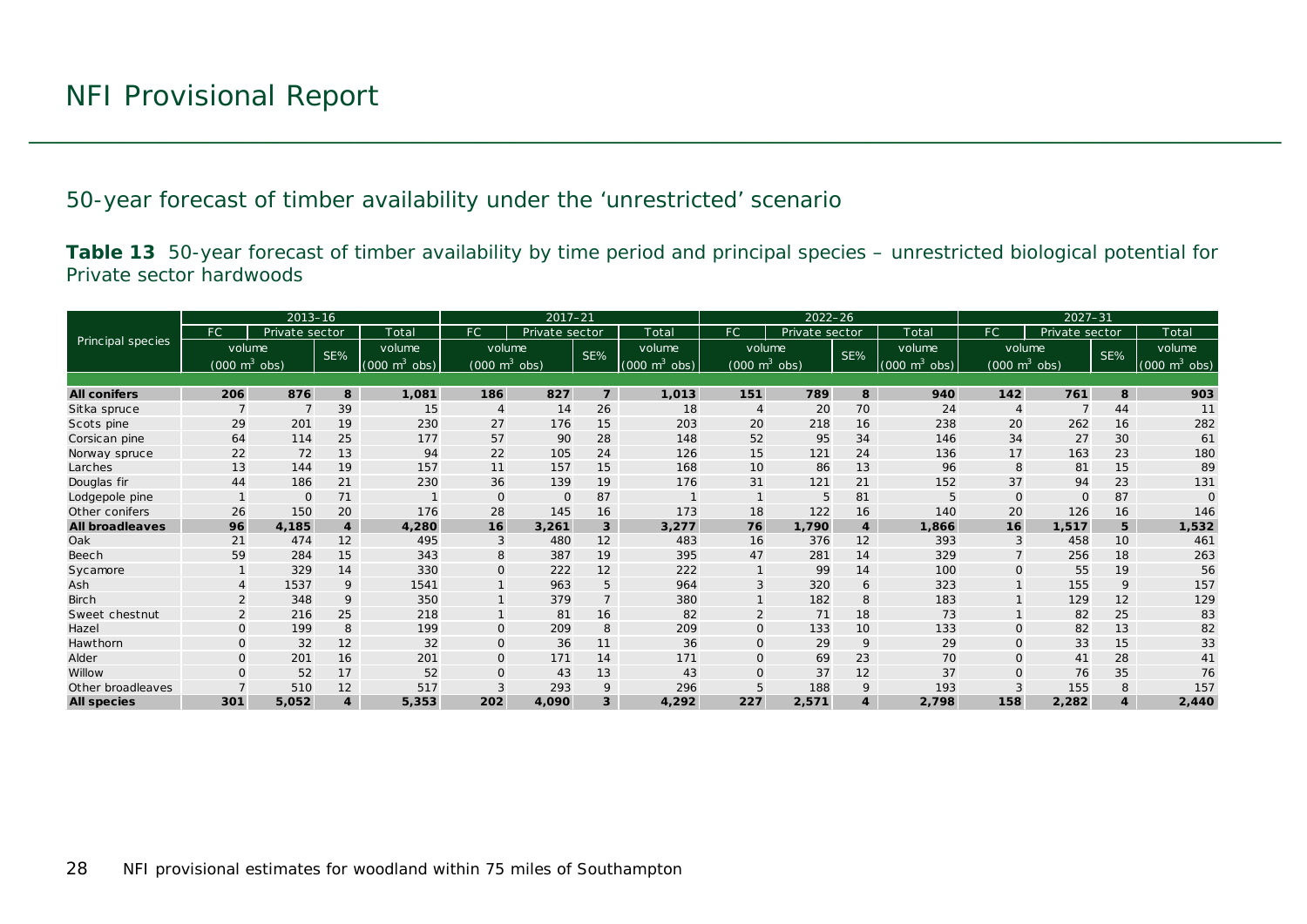## 50-year forecast of timber availability under the 'unrestricted' scenario

**Table 13** 50-year forecast of timber availability by time period and principal species – unrestricted biological potential for Private sector hardwoods

| Principal species | 2013–16 | | | | 2017–21 | | | | 2022–26 | | | | 2027–31 | | | |
|---|---|---|---|---|---|---|---|---|---|---|---|---|---|---|---|---|
| | FC | Private sector | | Total | FC | Private sector | | Total | FC | Private sector | | Total | FC | Private sector | | Total |
| | volume ($000\ m^3$ obs) | | SE% | volume ($000\ m^3$ obs) | volume ($000\ m^3$ obs) | | SE% | volume ($000\ m^3$ obs) | volume ($000\ m^3$ obs) | | SE% | volume ($000\ m^3$ obs) | volume ($000\ m^3$ obs) | | SE% | volume ($000\ m^3$ obs) |
| **All conifers** | **206** | **876** | **8** | **1,081** | **186** | **827** | **7** | **1,013** | **151** | **789** | **8** | **940** | **142** | **761** | **8** | **903** |
| Sitka spruce | 7 | 7 | 39 | 15 | 4 | 14 | 26 | 18 | 4 | 20 | 70 | 24 | 4 | 7 | 44 | 11 |
| Scots pine | 29 | 201 | 19 | 230 | 27 | 176 | 15 | 203 | 20 | 218 | 16 | 238 | 20 | 262 | 16 | 282 |
| Corsican pine | 64 | 114 | 25 | 177 | 57 | 90 | 28 | 148 | 52 | 95 | 34 | 146 | 34 | 27 | 30 | 61 |
| Norway spruce | 22 | 72 | 13 | 94 | 22 | 105 | 24 | 126 | 15 | 121 | 24 | 136 | 17 | 163 | 23 | 180 |
| Larches | 13 | 144 | 19 | 157 | 11 | 157 | 15 | 168 | 10 | 86 | 13 | 96 | 8 | 81 | 15 | 89 |
| Douglas fir | 44 | 186 | 21 | 230 | 36 | 139 | 19 | 176 | 31 | 121 | 21 | 152 | 37 | 94 | 23 | 131 |
| Lodgepole pine | 1 | 0 | 71 | 1 | 0 | 0 | 87 | 1 | 1 | 5 | 81 | 5 | 0 | 0 | 87 | 0 |
| Other conifers | 26 | 150 | 20 | 176 | 28 | 145 | 16 | 173 | 18 | 122 | 16 | 140 | 20 | 126 | 16 | 146 |
| **All broadleaves** | **96** | **4,185** | **4** | **4,280** | **16** | **3,261** | **3** | **3,277** | **76** | **1,790** | **4** | **1,866** | **16** | **1,517** | **5** | **1,532** |
| Oak | 21 | 474 | 12 | 495 | 3 | 480 | 12 | 483 | 16 | 376 | 12 | 393 | 3 | 458 | 10 | 461 |
| Beech | 59 | 284 | 15 | 343 | 8 | 387 | 19 | 395 | 47 | 281 | 14 | 329 | 7 | 256 | 18 | 263 |
| Sycamore | 1 | 329 | 14 | 330 | 0 | 222 | 12 | 222 | 1 | 99 | 14 | 100 | 0 | 55 | 19 | 56 |
| Ash | 4 | 1537 | 9 | 1541 | 1 | 963 | 5 | 964 | 3 | 320 | 6 | 323 | 1 | 155 | 9 | 157 |
| Birch | 2 | 348 | 9 | 350 | 1 | 379 | 7 | 380 | 1 | 182 | 8 | 183 | 1 | 129 | 12 | 129 |
| Sweet chestnut | 2 | 216 | 25 | 218 | 1 | 81 | 16 | 82 | 2 | 71 | 18 | 73 | 1 | 82 | 25 | 83 |
| Hazel | 0 | 199 | 8 | 199 | 0 | 209 | 8 | 209 | 0 | 133 | 10 | 133 | 0 | 82 | 13 | 82 |
| Hawthorn | 0 | 32 | 12 | 32 | 0 | 36 | 11 | 36 | 0 | 29 | 9 | 29 | 0 | 33 | 15 | 33 |
| Alder | 0 | 201 | 16 | 201 | 0 | 171 | 14 | 171 | 0 | 69 | 23 | 70 | 0 | 41 | 28 | 41 |
| Willow | 0 | 52 | 17 | 52 | 0 | 43 | 13 | 43 | 0 | 37 | 12 | 37 | 0 | 76 | 35 | 76 |
| Other broadleaves | 7 | 510 | 12 | 517 | 3 | 293 | 9 | 296 | 5 | 188 | 9 | 193 | 3 | 155 | 8 | 157 |
| **All species** | **301** | **5,052** | **4** | **5,353** | **202** | **4,090** | **3** | **4,292** | **227** | **2,571** | **4** | **2,798** | **158** | **2,282** | **4** | **2,440** |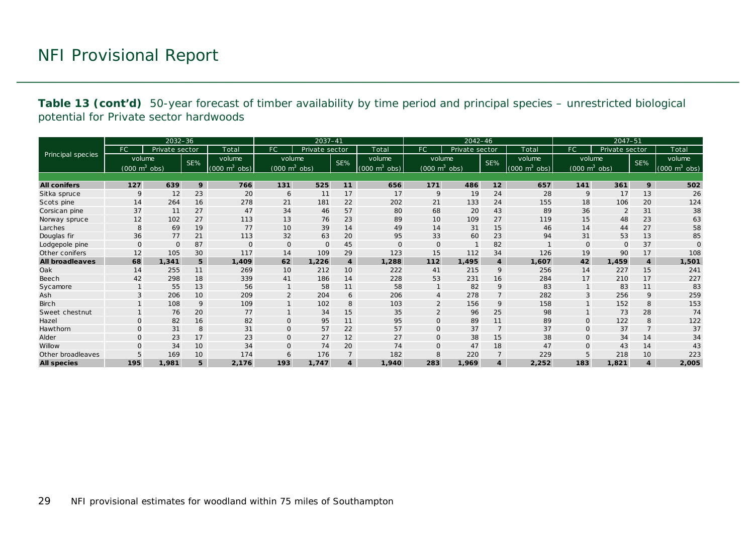**Table 13 (cont'd)** 50-year forecast of timber availability by time period and principal species – unrestricted biological potential for Private sector hardwoods

| Principal species | 2032–36 | | | | 2037–41 | | | | 2042–46 | | | | 2047–51 | | | |
|---|---|---|---|---|---|---|---|---|---|---|---|---|---|---|---|---|
| | FC | Private sector | | Total | FC | Private sector | | Total | FC | Private sector | | Total | FC | Private sector | | Total |
| | volume ($000\ m^3$ obs) | | SE% | volume ($000\ m^3$ obs) | volume ($000\ m^3$ obs) | | SE% | volume ($000\ m^3$ obs) | volume ($000\ m^3$ obs) | | SE% | volume ($000\ m^3$ obs) | volume ($000\ m^3$ obs) | | SE% | volume ($000\ m^3$ obs) |
| **All conifers** | **127** | **639** | **9** | **766** | **131** | **525** | **11** | **656** | **171** | **486** | **12** | **657** | **141** | **361** | **9** | **502** |
| Sitka spruce | 9 | 12 | 23 | 20 | 6 | 11 | 17 | 17 | 9 | 19 | 24 | 28 | 9 | 17 | 13 | 26 |
| Scots pine | 14 | 264 | 16 | 278 | 21 | 181 | 22 | 202 | 21 | 133 | 24 | 155 | 18 | 106 | 20 | 124 |
| Corsican pine | 37 | 11 | 27 | 47 | 34 | 46 | 57 | 80 | 68 | 20 | 43 | 89 | 36 | 2 | 31 | 38 |
| Norway spruce | 12 | 102 | 27 | 113 | 13 | 76 | 23 | 89 | 10 | 109 | 27 | 119 | 15 | 48 | 23 | 63 |
| Larches | 8 | 69 | 19 | 77 | 10 | 39 | 14 | 49 | 14 | 31 | 15 | 46 | 14 | 44 | 27 | 58 |
| Douglas fir | 36 | 77 | 21 | 113 | 32 | 63 | 20 | 95 | 33 | 60 | 23 | 94 | 31 | 53 | 13 | 85 |
| Lodgepole pine | 0 | 0 | 87 | 0 | 0 | 0 | 45 | 0 | 0 | 1 | 82 | 1 | 0 | 0 | 37 | 0 |
| Other conifers | 12 | 105 | 30 | 117 | 14 | 109 | 29 | 123 | 15 | 112 | 34 | 126 | 19 | 90 | 17 | 108 |
| **All broadleaves** | **68** | **1,341** | **5** | **1,409** | **62** | **1,226** | **4** | **1,288** | **112** | **1,495** | **4** | **1,607** | **42** | **1,459** | **4** | **1,501** |
| Oak | 14 | 255 | 11 | 269 | 10 | 212 | 10 | 222 | 41 | 215 | 9 | 256 | 14 | 227 | 15 | 241 |
| Beech | 42 | 298 | 18 | 339 | 41 | 186 | 14 | 228 | 53 | 231 | 16 | 284 | 17 | 210 | 17 | 227 |
| Sycamore | 1 | 55 | 13 | 56 | 1 | 58 | 11 | 58 | 1 | 82 | 9 | 83 | 1 | 83 | 11 | 83 |
| Ash | 3 | 206 | 10 | 209 | 2 | 204 | 6 | 206 | 4 | 278 | 7 | 282 | 3 | 256 | 9 | 259 |
| Birch | 1 | 108 | 9 | 109 | 1 | 102 | 8 | 103 | 2 | 156 | 9 | 158 | 1 | 152 | 8 | 153 |
| Sweet chestnut | 1 | 76 | 20 | 77 | 1 | 34 | 15 | 35 | 2 | 96 | 25 | 98 | 1 | 73 | 28 | 74 |
| Hazel | 0 | 82 | 16 | 82 | 0 | 95 | 11 | 95 | 0 | 89 | 11 | 89 | 0 | 122 | 8 | 122 |
| Hawthorn | 0 | 31 | 8 | 31 | 0 | 57 | 22 | 57 | 0 | 37 | 7 | 37 | 0 | 37 | 7 | 37 |
| Alder | 0 | 23 | 17 | 23 | 0 | 27 | 12 | 27 | 0 | 38 | 15 | 38 | 0 | 34 | 14 | 34 |
| Willow | 0 | 34 | 10 | 34 | 0 | 74 | 20 | 74 | 0 | 47 | 18 | 47 | 0 | 43 | 14 | 43 |
| Other broadleaves | 5 | 169 | 10 | 174 | 6 | 176 | 7 | 182 | 8 | 220 | 7 | 229 | 5 | 218 | 10 | 223 |
| **All species** | **195** | **1,981** | **5** | **2,176** | **193** | **1,747** | **4** | **1,940** | **283** | **1,969** | **4** | **2,252** | **183** | **1,821** | **4** | **2,005** |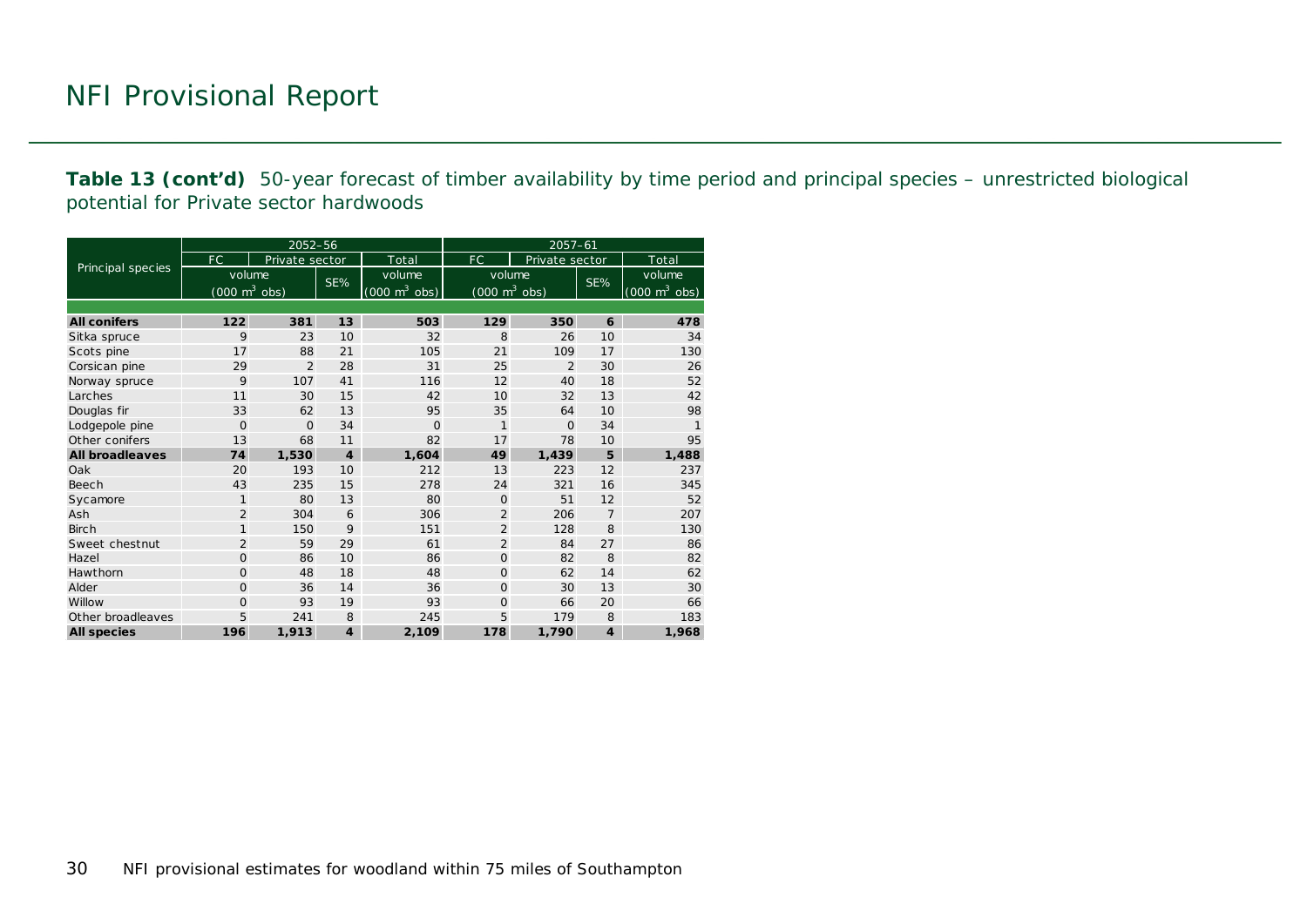**Table 13 (cont'd)** 50-year forecast of timber availability by time period and principal species – unrestricted biological potential for Private sector hardwoods

| Principal species | 2052–56 | | | | 2057–61 | | | |
|---|---|---|---|---|---|---|---|---|
| | FC | Private sector | | Total | FC | Private sector | | Total |
| | volume (000 $m^3$ obs) | | SE% | volume (000 $m^3$ obs) | volume (000 $m^3$ obs) | | SE% | volume (000 $m^3$ obs) |
| **All conifers** | **122** | **381** | **13** | **503** | **129** | **350** | **6** | **478** |
| Sitka spruce | 9 | 23 | 10 | 32 | 8 | 26 | 10 | 34 |
| Scots pine | 17 | 88 | 21 | 105 | 21 | 109 | 17 | 130 |
| Corsican pine | 29 | 2 | 28 | 31 | 25 | 2 | 30 | 26 |
| Norway spruce | 9 | 107 | 41 | 116 | 12 | 40 | 18 | 52 |
| Larches | 11 | 30 | 15 | 42 | 10 | 32 | 13 | 42 |
| Douglas fir | 33 | 62 | 13 | 95 | 35 | 64 | 10 | 98 |
| Lodgepole pine | 0 | 0 | 34 | 0 | 1 | 0 | 34 | 1 |
| Other conifers | 13 | 68 | 11 | 82 | 17 | 78 | 10 | 95 |
| **All broadleaves** | **74** | **1,530** | **4** | **1,604** | **49** | **1,439** | **5** | **1,488** |
| Oak | 20 | 193 | 10 | 212 | 13 | 223 | 12 | 237 |
| Beech | 43 | 235 | 15 | 278 | 24 | 321 | 16 | 345 |
| Sycamore | 1 | 80 | 13 | 80 | 0 | 51 | 12 | 52 |
| Ash | 2 | 304 | 6 | 306 | 2 | 206 | 7 | 207 |
| Birch | 1 | 150 | 9 | 151 | 2 | 128 | 8 | 130 |
| Sweet chestnut | 2 | 59 | 29 | 61 | 2 | 84 | 27 | 86 |
| Hazel | 0 | 86 | 10 | 86 | 0 | 82 | 8 | 82 |
| Hawthorn | 0 | 48 | 18 | 48 | 0 | 62 | 14 | 62 |
| Alder | 0 | 36 | 14 | 36 | 0 | 30 | 13 | 30 |
| Willow | 0 | 93 | 19 | 93 | 0 | 66 | 20 | 66 |
| Other broadleaves | 5 | 241 | 8 | 245 | 5 | 179 | 8 | 183 |
| **All species** | **196** | **1,913** | **4** | **2,109** | **178** | **1,790** | **4** | **1,968** |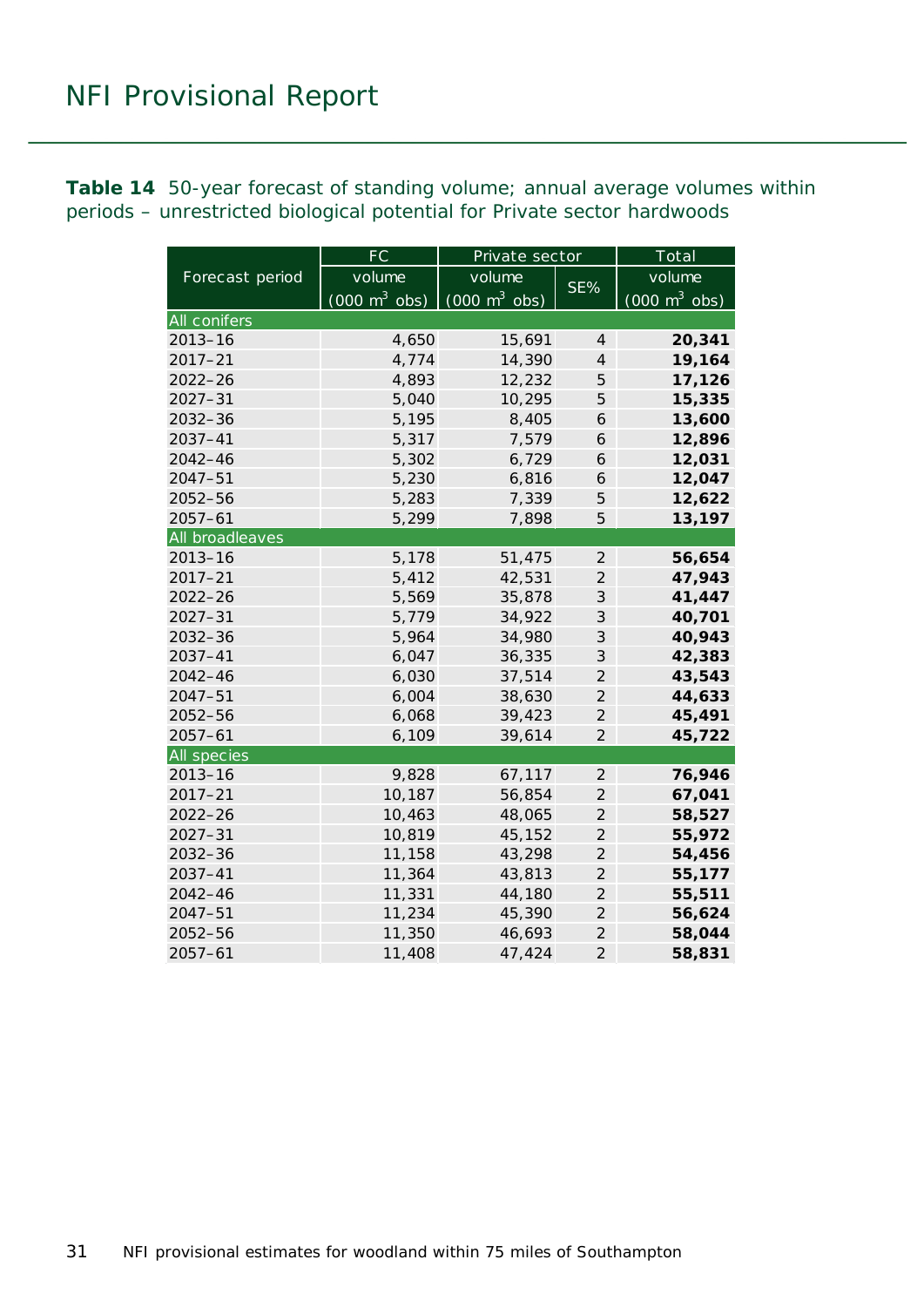**Table 14** 50-year forecast of standing volume; annual average volumes within periods – unrestricted biological potential for Private sector hardwoods

| Forecast period | FC | Private sector | | Total |
|---|---|---|---|---|
| | volume (000 $m^3$ obs) | volume (000 $m^3$ obs) | SE% | volume (000 $m^3$ obs) |
| **All conifers** | | | | |
| 2013–16 | 4,650 | 15,691 | 4 | **20,341** |
| 2017–21 | 4,774 | 14,390 | 4 | **19,164** |
| 2022–26 | 4,893 | 12,232 | 5 | **17,126** |
| 2027–31 | 5,040 | 10,295 | 5 | **15,335** |
| 2032–36 | 5,195 | 8,405 | 6 | **13,600** |
| 2037–41 | 5,317 | 7,579 | 6 | **12,896** |
| 2042–46 | 5,302 | 6,729 | 6 | **12,031** |
| 2047–51 | 5,230 | 6,816 | 6 | **12,047** |
| 2052–56 | 5,283 | 7,339 | 5 | **12,622** |
| 2057–61 | 5,299 | 7,898 | 5 | **13,197** |
| **All broadleaves** | | | | |
| 2013–16 | 5,178 | 51,475 | 2 | **56,654** |
| 2017–21 | 5,412 | 42,531 | 2 | **47,943** |
| 2022–26 | 5,569 | 35,878 | 3 | **41,447** |
| 2027–31 | 5,779 | 34,922 | 3 | **40,701** |
| 2032–36 | 5,964 | 34,980 | 3 | **40,943** |
| 2037–41 | 6,047 | 36,335 | 3 | **42,383** |
| 2042–46 | 6,030 | 37,514 | 2 | **43,543** |
| 2047–51 | 6,004 | 38,630 | 2 | **44,633** |
| 2052–56 | 6,068 | 39,423 | 2 | **45,491** |
| 2057–61 | 6,109 | 39,614 | 2 | **45,722** |
| **All species** | | | | |
| 2013–16 | 9,828 | 67,117 | 2 | **76,946** |
| 2017–21 | 10,187 | 56,854 | 2 | **67,041** |
| 2022–26 | 10,463 | 48,065 | 2 | **58,527** |
| 2027–31 | 10,819 | 45,152 | 2 | **55,972** |
| 2032–36 | 11,158 | 43,298 | 2 | **54,456** |
| 2037–41 | 11,364 | 43,813 | 2 | **55,177** |
| 2042–46 | 11,331 | 44,180 | 2 | **55,511** |
| 2047–51 | 11,234 | 45,390 | 2 | **56,624** |
| 2052–56 | 11,350 | 46,693 | 2 | **58,044** |
| 2057–61 | 11,408 | 47,424 | 2 | **58,831** |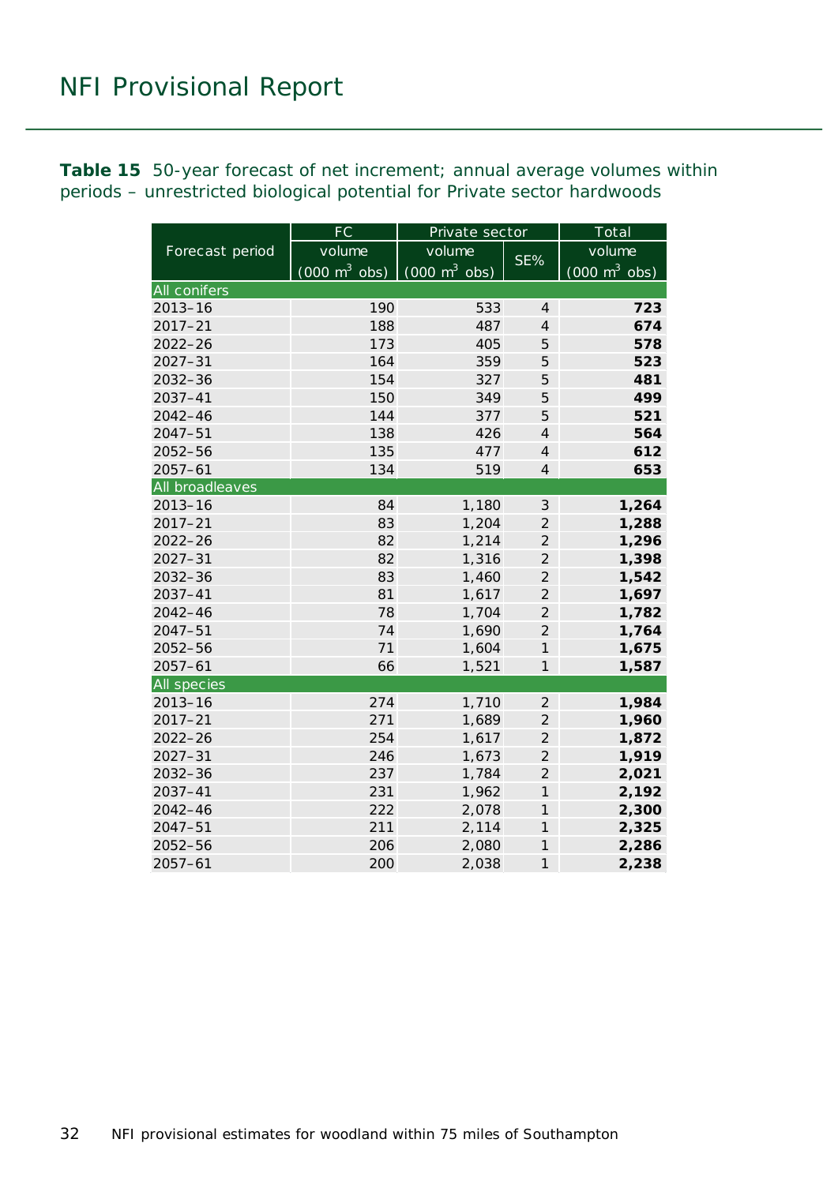**Table 15** 50-year forecast of net increment; annual average volumes within periods – unrestricted biological potential for Private sector hardwoods

| Forecast period | FC | Private sector | | Total |
|---|---|---|---|---|
| | volume (000 $m^3$ obs) | volume (000 $m^3$ obs) | SE% | volume (000 $m^3$ obs) |
| **All conifers** | | | | |
| 2013–16 | 190 | 533 | 4 | **723** |
| 2017–21 | 188 | 487 | 4 | **674** |
| 2022–26 | 173 | 405 | 5 | **578** |
| 2027–31 | 164 | 359 | 5 | **523** |
| 2032–36 | 154 | 327 | 5 | **481** |
| 2037–41 | 150 | 349 | 5 | **499** |
| 2042–46 | 144 | 377 | 5 | **521** |
| 2047–51 | 138 | 426 | 4 | **564** |
| 2052–56 | 135 | 477 | 4 | **612** |
| 2057–61 | 134 | 519 | 4 | **653** |
| **All broadleaves** | | | | |
| 2013–16 | 84 | 1,180 | 3 | **1,264** |
| 2017–21 | 83 | 1,204 | 2 | **1,288** |
| 2022–26 | 82 | 1,214 | 2 | **1,296** |
| 2027–31 | 82 | 1,316 | 2 | **1,398** |
| 2032–36 | 83 | 1,460 | 2 | **1,542** |
| 2037–41 | 81 | 1,617 | 2 | **1,697** |
| 2042–46 | 78 | 1,704 | 2 | **1,782** |
| 2047–51 | 74 | 1,690 | 2 | **1,764** |
| 2052–56 | 71 | 1,604 | 1 | **1,675** |
| 2057–61 | 66 | 1,521 | 1 | **1,587** |
| **All species** | | | | |
| 2013–16 | 274 | 1,710 | 2 | **1,984** |
| 2017–21 | 271 | 1,689 | 2 | **1,960** |
| 2022–26 | 254 | 1,617 | 2 | **1,872** |
| 2027–31 | 246 | 1,673 | 2 | **1,919** |
| 2032–36 | 237 | 1,784 | 2 | **2,021** |
| 2037–41 | 231 | 1,962 | 1 | **2,192** |
| 2042–46 | 222 | 2,078 | 1 | **2,300** |
| 2047–51 | 211 | 2,114 | 1 | **2,325** |
| 2052–56 | 206 | 2,080 | 1 | **2,286** |
| 2057–61 | 200 | 2,038 | 1 | **2,238** |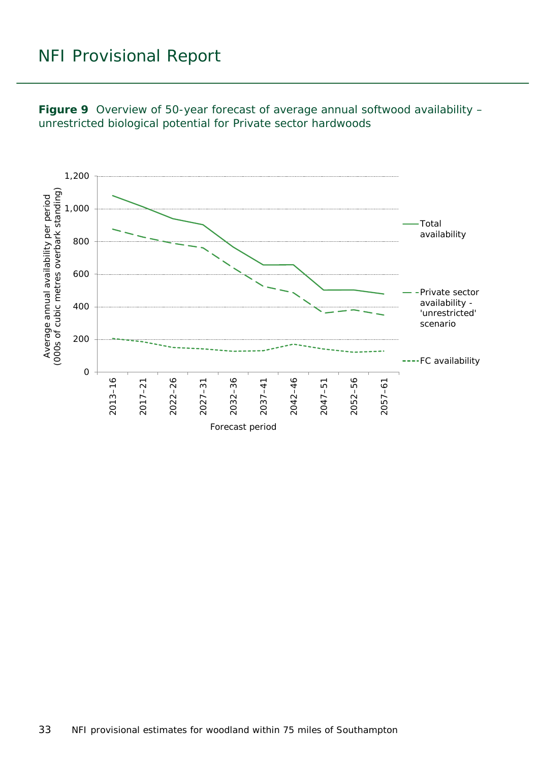**Figure 9** Overview of 50-year forecast of average annual softwood availability – unrestricted biological potential for Private sector hardwoods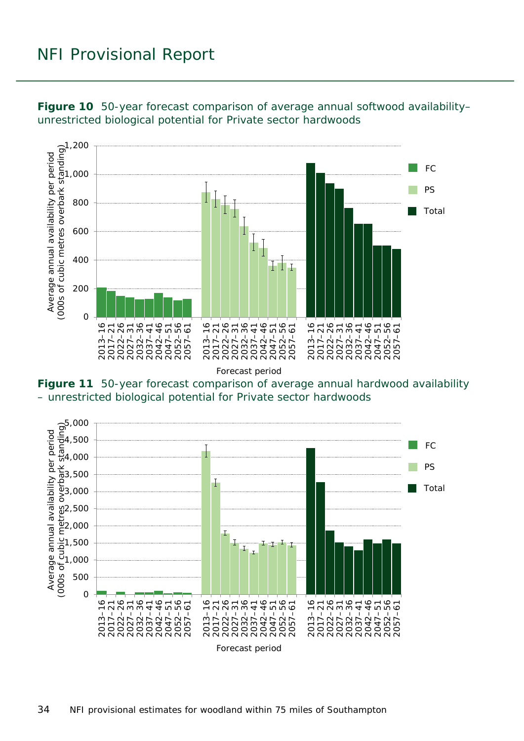**Figure 10** 50-year forecast comparison of average annual softwood availability– unrestricted biological potential for Private sector hardwoods

**Figure 11** 50-year forecast comparison of average annual hardwood availability – unrestricted biological potential for Private sector hardwoods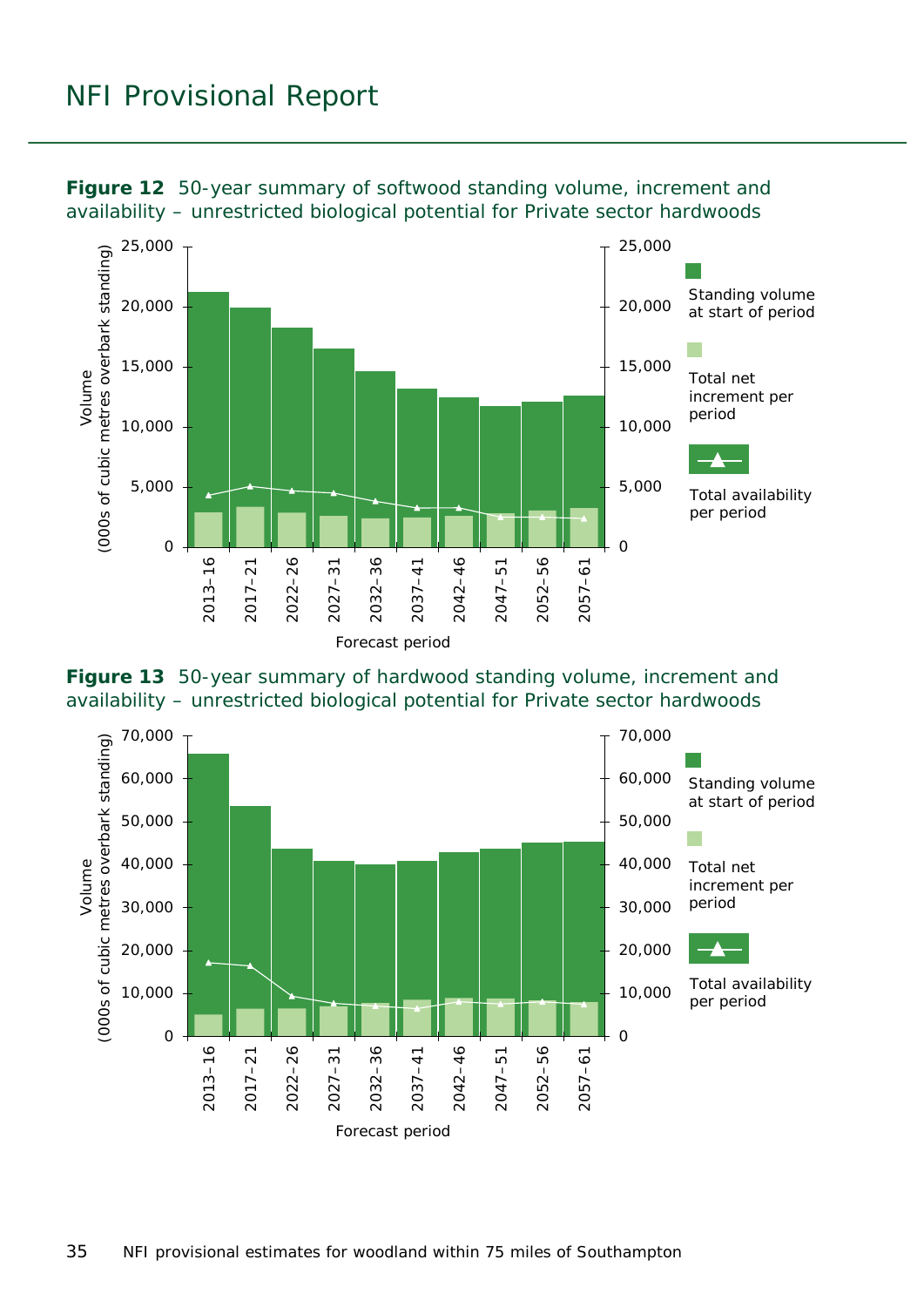**Figure 12** 50-year summary of softwood standing volume, increment and availability – unrestricted biological potential for Private sector hardwoods

**Figure 13** 50-year summary of hardwood standing volume, increment and availability – unrestricted biological potential for Private sector hardwoods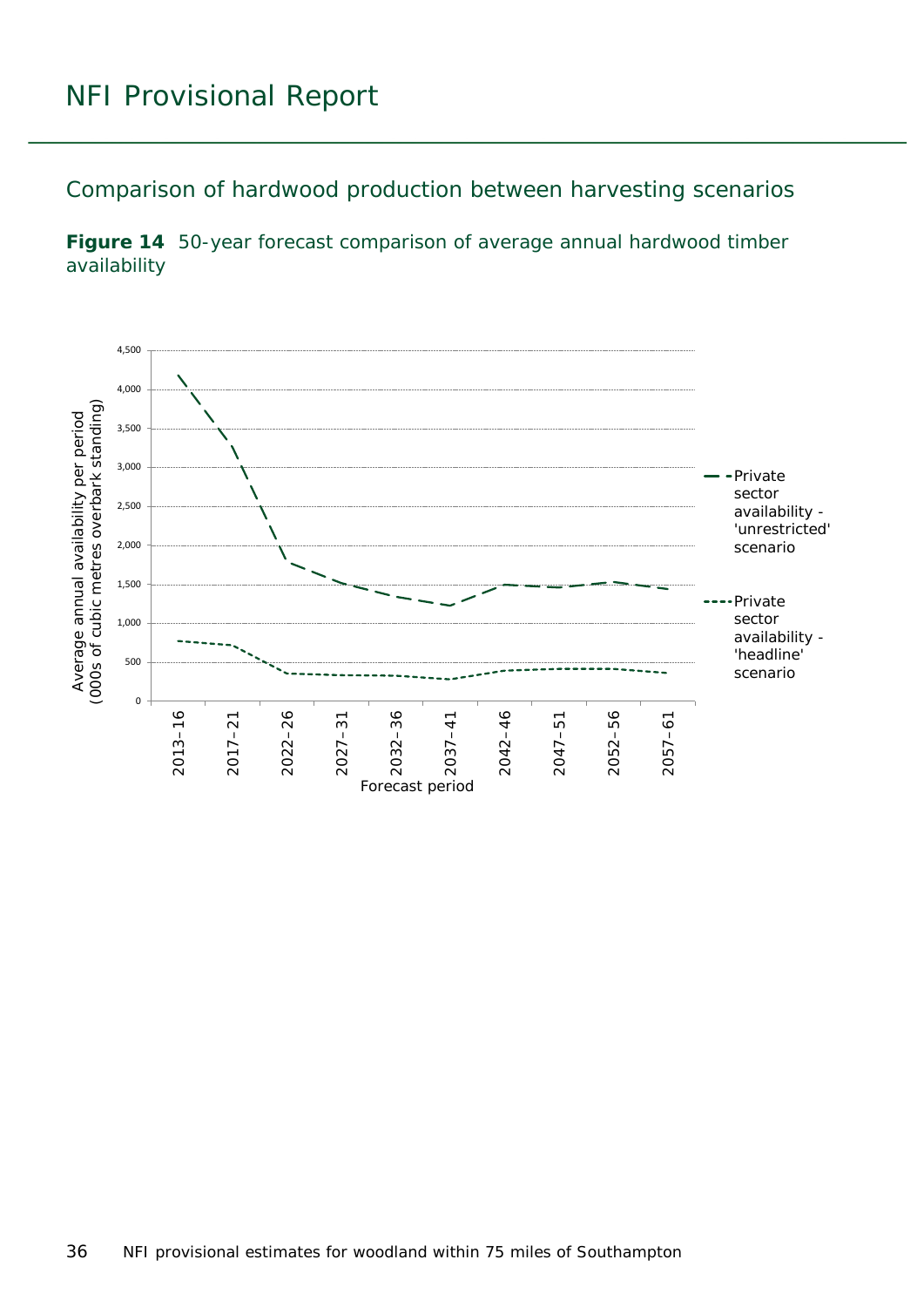## Comparison of hardwood production between harvesting scenarios

**Figure 14** 50-year forecast comparison of average annual hardwood timber availability

Average annual availability per period (000s of cubic metres overbark standing)

4,500
4,000
3,500
3,000
2,500
2,000
1,500
1,000
500
0

2013–16 2017–21 2022–26 2027–31 2032–36 2037–41 2042–46 2047–51 2052–56 2057–61

Forecast period

Private sector availability - 'unrestricted' scenario

Private sector availability - 'headline' scenario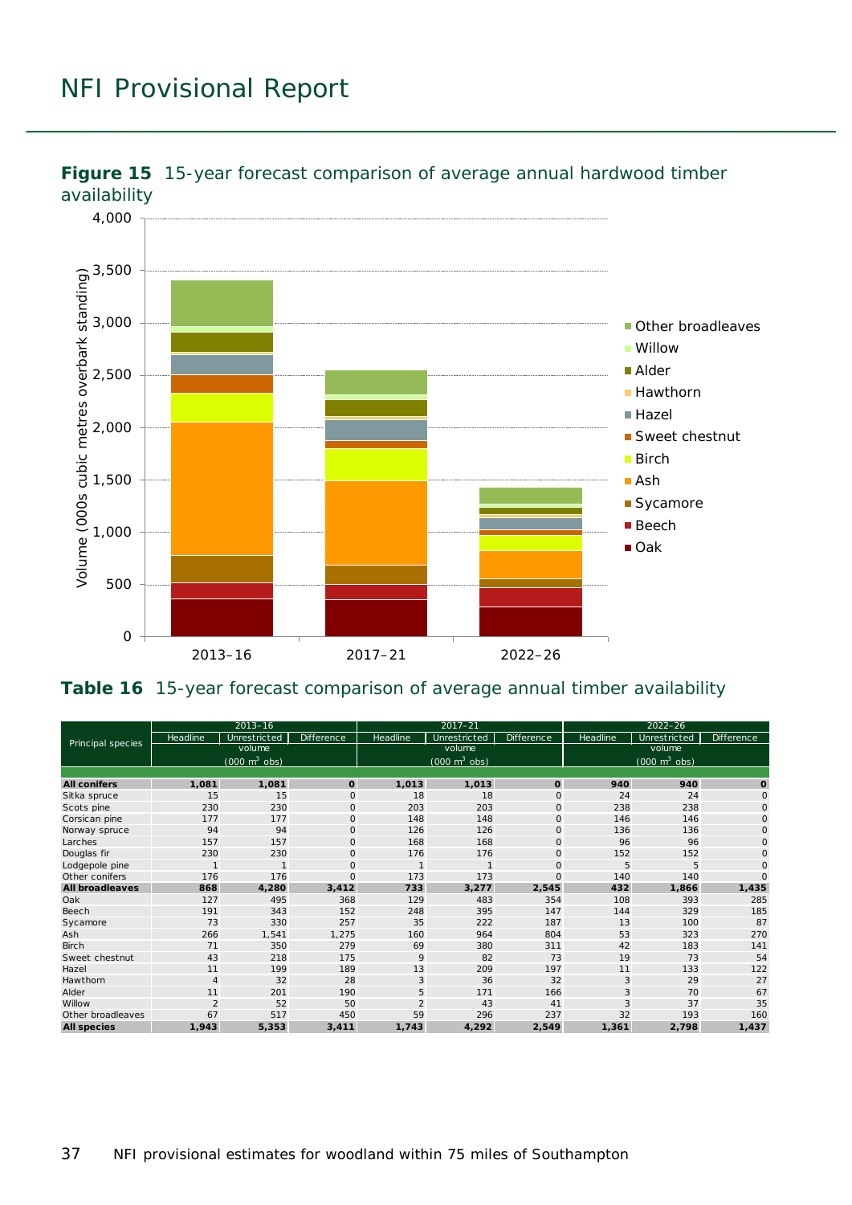**Figure 15** 15-year forecast comparison of average annual hardwood timber availability

**Table 16** 15-year forecast comparison of average annual timber availability

| Principal species | 2013–16 | | | 2017–21 | | | 2022–26 | | |
|---|---|---|---|---|---|---|---|---|---|
| | Headline | Unrestricted | Difference | Headline | Unrestricted | Difference | Headline | Unrestricted | Difference |
| | volume (000 m$^3$ obs) | | | volume (000 m$^3$ obs) | | | volume (000 m$^3$ obs) | | |
| **All conifers** | **1,081** | **1,081** | **0** | **1,013** | **1,013** | **0** | **940** | **940** | **0** |
| Sitka spruce | 15 | 15 | 0 | 18 | 18 | 0 | 24 | 24 | 0 |
| Scots pine | 230 | 230 | 0 | 203 | 203 | 0 | 238 | 238 | 0 |
| Corsican pine | 177 | 177 | 0 | 148 | 148 | 0 | 146 | 146 | 0 |
| Norway spruce | 94 | 94 | 0 | 126 | 126 | 0 | 136 | 136 | 0 |
| Larches | 157 | 157 | 0 | 168 | 168 | 0 | 96 | 96 | 0 |
| Douglas fir | 230 | 230 | 0 | 176 | 176 | 0 | 152 | 152 | 0 |
| Lodgepole pine | 1 | 1 | 0 | 1 | 1 | 0 | 5 | 5 | 0 |
| Other conifers | 176 | 176 | 0 | 173 | 173 | 0 | 140 | 140 | 0 |
| **All broadleaves** | **868** | **4,280** | **3,412** | **733** | **3,277** | **2,545** | **432** | **1,866** | **1,435** |
| Oak | 127 | 495 | 368 | 129 | 483 | 354 | 108 | 393 | 285 |
| Beech | 191 | 343 | 152 | 248 | 395 | 147 | 144 | 329 | 185 |
| Sycamore | 73 | 330 | 257 | 35 | 222 | 187 | 13 | 100 | 87 |
| Ash | 266 | 1,541 | 1,275 | 160 | 964 | 804 | 53 | 323 | 270 |
| Birch | 71 | 350 | 279 | 69 | 380 | 311 | 42 | 183 | 141 |
| Sweet chestnut | 43 | 218 | 175 | 9 | 82 | 73 | 19 | 73 | 54 |
| Hazel | 11 | 199 | 189 | 13 | 209 | 197 | 11 | 133 | 122 |
| Hawthorn | 4 | 32 | 28 | 3 | 36 | 32 | 3 | 29 | 27 |
| Alder | 11 | 201 | 190 | 5 | 171 | 166 | 3 | 70 | 67 |
| Willow | 2 | 52 | 50 | 2 | 43 | 41 | 3 | 37 | 35 |
| Other broadleaves | 67 | 517 | 450 | 59 | 296 | 237 | 32 | 193 | 160 |
| **All species** | **1,943** | **5,353** | **3,411** | **1,743** | **4,292** | **2,549** | **1,361** | **2,798** | **1,437** |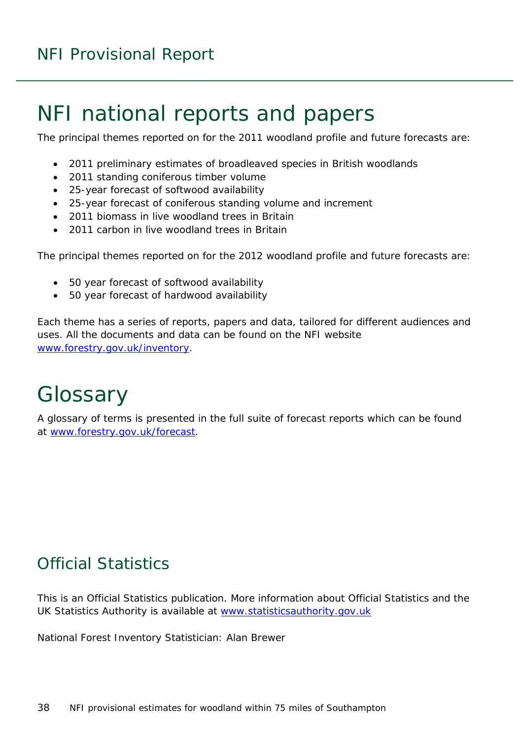# NFI national reports and papers

The principal themes reported on for the 2011 woodland profile and future forecasts are:

- 2011 preliminary estimates of broadleaved species in British woodlands
- 2011 standing coniferous timber volume
- 25-year forecast of softwood availability
- 25-year forecast of coniferous standing volume and increment
- 2011 biomass in live woodland trees in Britain
- 2011 carbon in live woodland trees in Britain

The principal themes reported on for the 2012 woodland profile and future forecasts are:

- 50 year forecast of softwood availability
- 50 year forecast of hardwood availability

Each theme has a series of reports, papers and data, tailored for different audiences and uses. All the documents and data can be found on the NFI website [www.forestry.gov.uk/inventory](www.forestry.gov.uk/inventory).

# Glossary

A glossary of terms is presented in the full suite of forecast reports which can be found at [www.forestry.gov.uk/forecast](www.forestry.gov.uk/forecast).

## Official Statistics

This is an Official Statistics publication. More information about Official Statistics and the UK Statistics Authority is available at [www.statisticsauthority.gov.uk](www.statisticsauthority.gov.uk)

National Forest Inventory Statistician: Alan Brewer